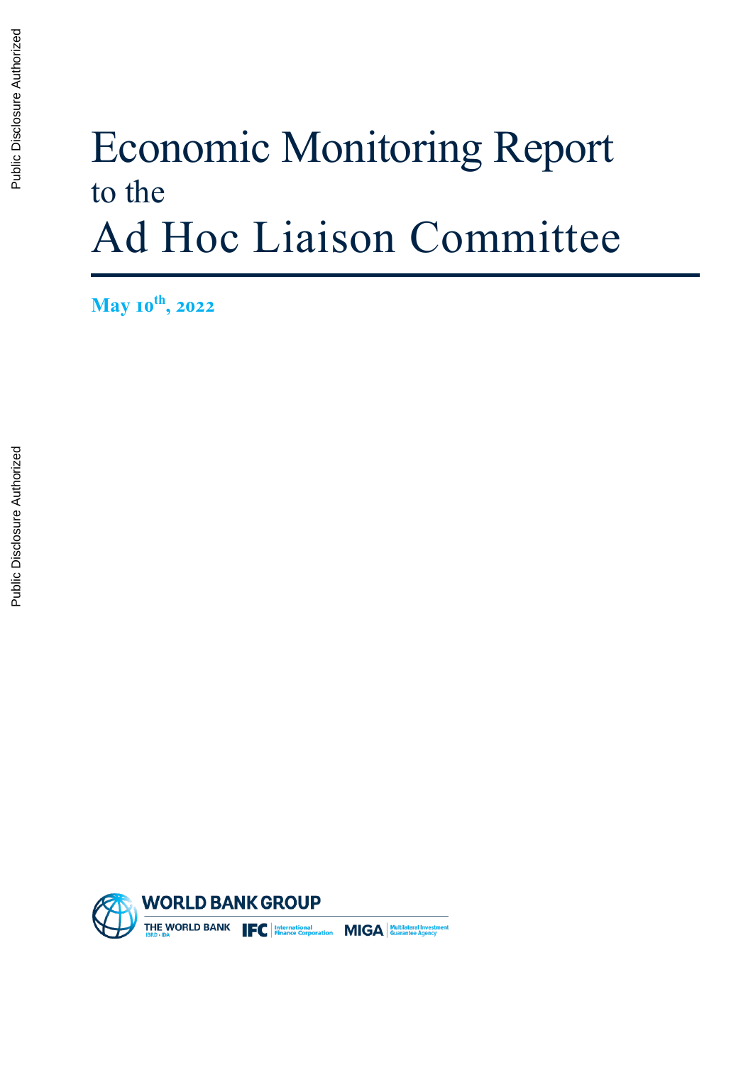# Economic Monitoring Report to the Ad Hoc Liaison Committee

**May 10th, 2022**

WORLD BANK GROUP

THE WORLD BANK IBRD • IDA | IFC International Finance Corporation | MIGA Multilateral Investment Guarantee Agency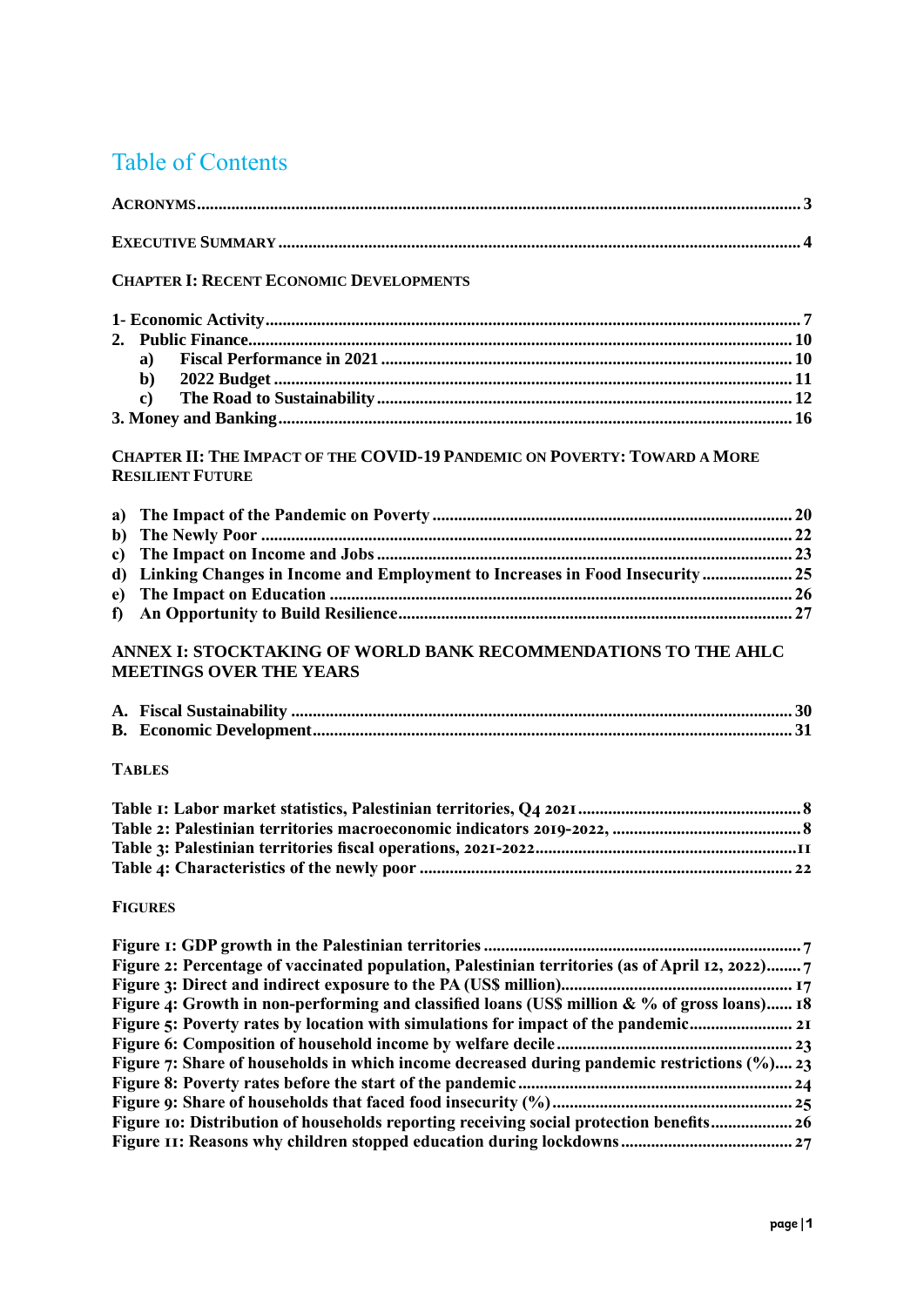# Table of Contents

**ACRONYMS** ........................................................................................................................................ 3

**EXECUTIVE SUMMARY** ..................................................................................................................... 4

**CHAPTER I: RECENT ECONOMIC DEVELOPMENTS**

**1- Economic Activity** ........................................................................................................................ 7
**2. Public Finance** ............................................................................................................................ 10
- **a) Fiscal Performance in 2021** ................................................................................................ 10
- **b) 2022 Budget** ......................................................................................................................... 11
- **c) The Road to Sustainability** ................................................................................................. 12

**3. Money and Banking** .................................................................................................................... 16

**CHAPTER II: THE IMPACT OF THE COVID-19 PANDEMIC ON POVERTY: TOWARD A MORE RESILIENT FUTURE**

**a) The Impact of the Pandemic on Poverty** ................................................................................... 20
**b) The Newly Poor** .......................................................................................................................... 22
**c) The Impact on Income and Jobs** ................................................................................................ 23
**d) Linking Changes in Income and Employment to Increases in Food Insecurity** ...................... 25
**e) The Impact on Education** ........................................................................................................... 26
**f) An Opportunity to Build Resilience** ........................................................................................... 27

**ANNEX I: STOCKTAKING OF WORLD BANK RECOMMENDATIONS TO THE AHLC MEETINGS OVER THE YEARS**

**A. Fiscal Sustainability** .................................................................................................................... 30
**B. Economic Development** ............................................................................................................... 31

**TABLES**

**Table 1: Labor market statistics, Palestinian territories, Q4 2021** .................................................... 8
**Table 2: Palestinian territories macroeconomic indicators 2019-2022,** ............................................ 8
**Table 3: Palestinian territories fiscal operations, 2021-2022** ........................................................... 11
**Table 4: Characteristics of the newly poor** ...................................................................................... 22

**FIGURES**

**Figure 1: GDP growth in the Palestinian territories** .......................................................................... 7
**Figure 2: Percentage of vaccinated population, Palestinian territories (as of April 12, 2022)** ........ 7
**Figure 3: Direct and indirect exposure to the PA (US$ million)** ...................................................... 17
**Figure 4: Growth in non-performing and classified loans (US$ million & % of gross loans)** ...... 18
**Figure 5: Poverty rates by location with simulations for impact of the pandemic** ......................... 21
**Figure 6: Composition of household income by welfare decile** ..................................................... 23
**Figure 7: Share of households in which income decreased during pandemic restrictions (%)** .... 23
**Figure 8: Poverty rates before the start of the pandemic** ................................................................ 24
**Figure 9: Share of households that faced food insecurity (%)** ....................................................... 25
**Figure 10: Distribution of households reporting receiving social protection benefits** .................. 26
**Figure 11: Reasons why children stopped education during lockdowns** ....................................... 27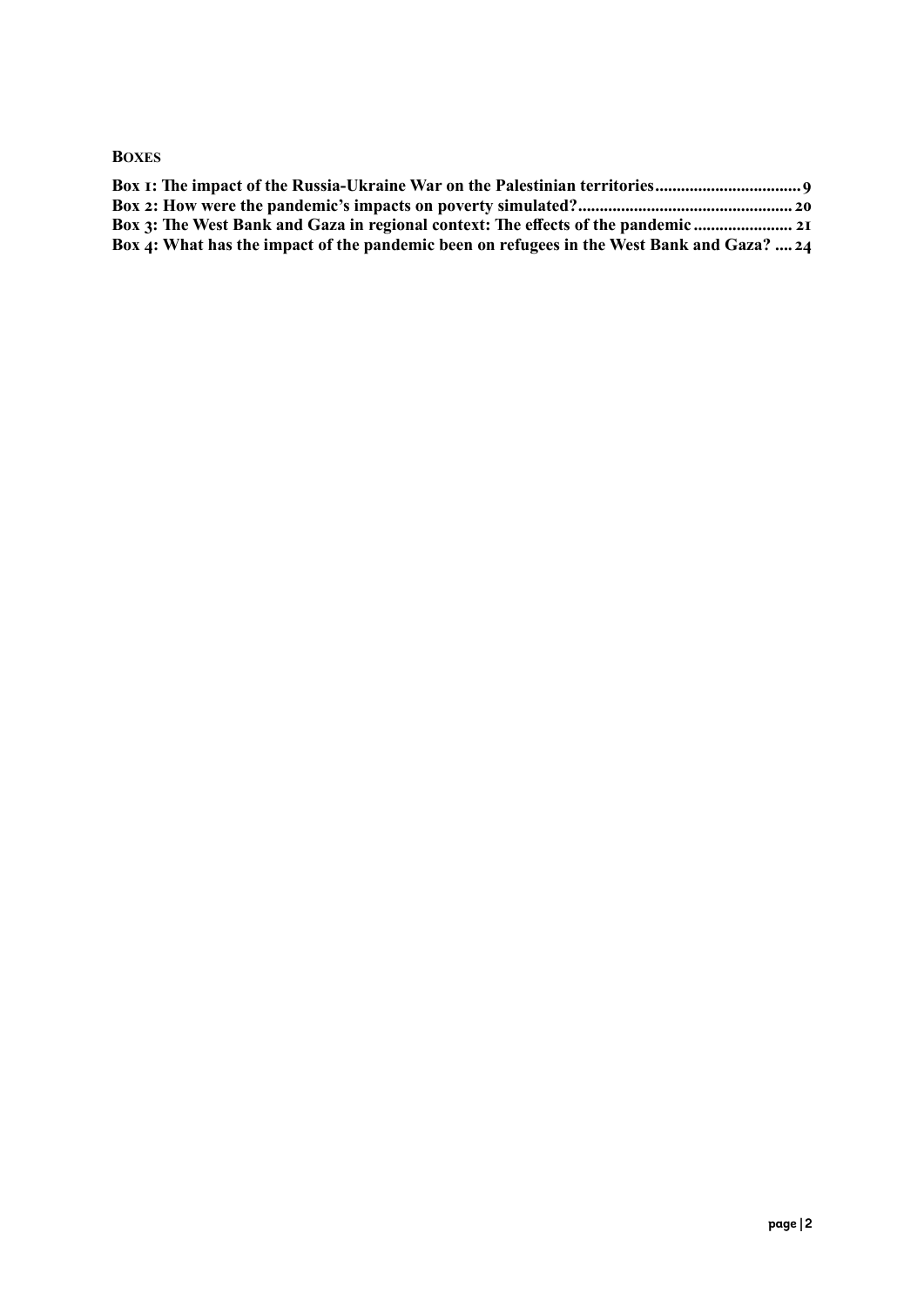**BOXES**

**Box 1: The impact of the Russia-Ukraine War on the Palestinian territories.................................9**
**Box 2: How were the pandemic's impacts on poverty simulated?................................................20**
**Box 3: The West Bank and Gaza in regional context: The effects of the pandemic......................21**
**Box 4: What has the impact of the pandemic been on refugees in the West Bank and Gaza? ....24**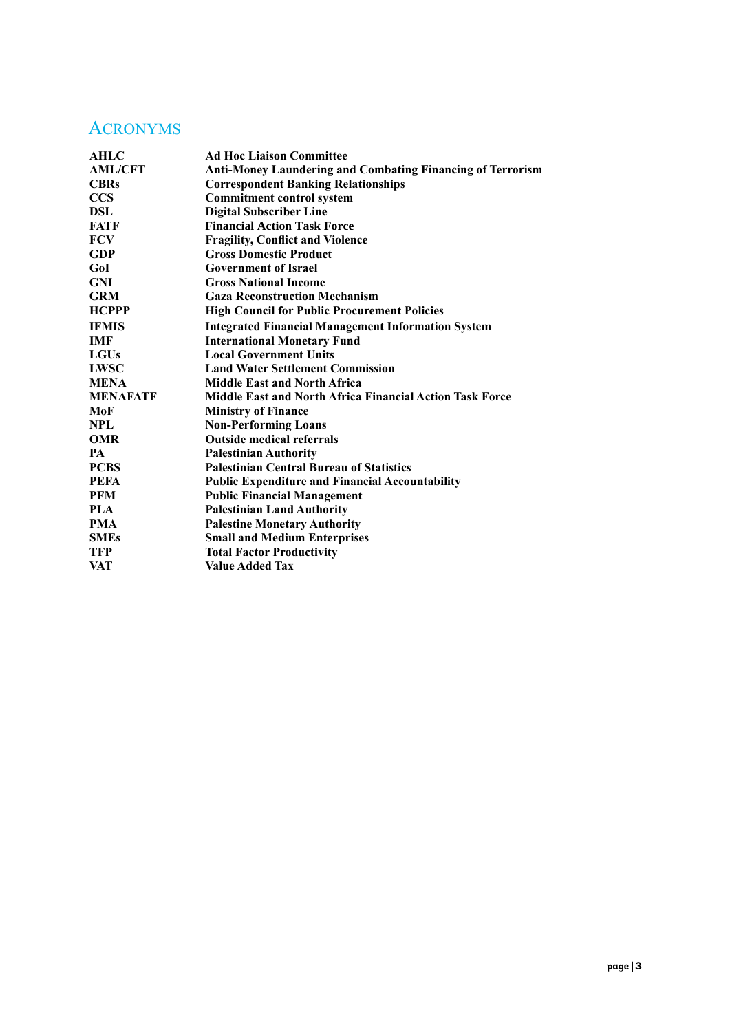## ACRONYMS

| | |
|---|---|
| **AHLC** | **Ad Hoc Liaison Committee** |
| **AML/CFT** | **Anti-Money Laundering and Combating Financing of Terrorism** |
| **CBRs** | **Correspondent Banking Relationships** |
| **CCS** | **Commitment control system** |
| **DSL** | **Digital Subscriber Line** |
| **FATF** | **Financial Action Task Force** |
| **FCV** | **Fragility, Conflict and Violence** |
| **GDP** | **Gross Domestic Product** |
| **GoI** | **Government of Israel** |
| **GNI** | **Gross National Income** |
| **GRM** | **Gaza Reconstruction Mechanism** |
| **HCPPP** | **High Council for Public Procurement Policies** |
| **IFMIS** | **Integrated Financial Management Information System** |
| **IMF** | **International Monetary Fund** |
| **LGUs** | **Local Government Units** |
| **LWSC** | **Land Water Settlement Commission** |
| **MENA** | **Middle East and North Africa** |
| **MENAFATF** | **Middle East and North Africa Financial Action Task Force** |
| **MoF** | **Ministry of Finance** |
| **NPL** | **Non-Performing Loans** |
| **OMR** | **Outside medical referrals** |
| **PA** | **Palestinian Authority** |
| **PCBS** | **Palestinian Central Bureau of Statistics** |
| **PEFA** | **Public Expenditure and Financial Accountability** |
| **PFM** | **Public Financial Management** |
| **PLA** | **Palestinian Land Authority** |
| **PMA** | **Palestine Monetary Authority** |
| **SMEs** | **Small and Medium Enterprises** |
| **TFP** | **Total Factor Productivity** |
| **VAT** | **Value Added Tax** |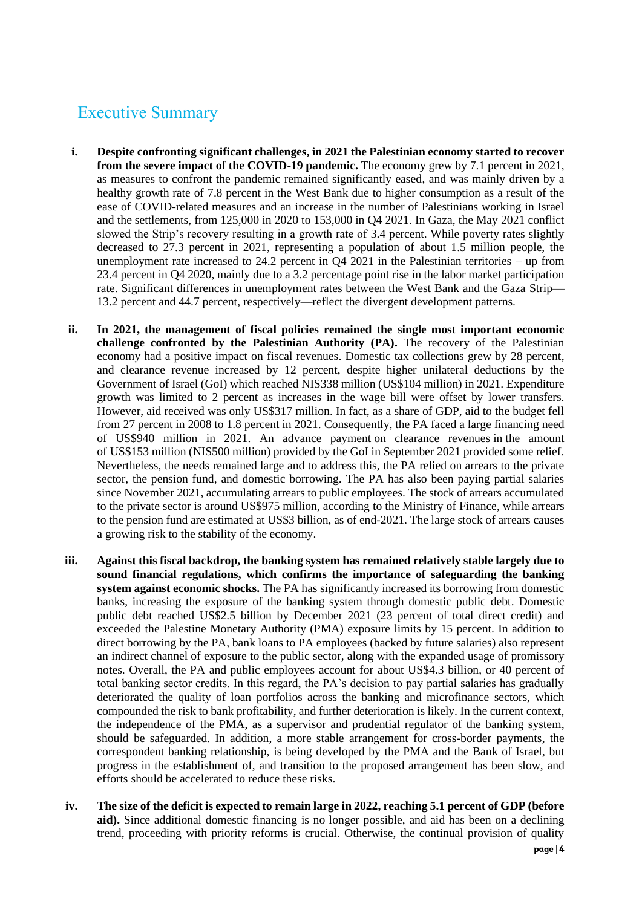# Executive Summary

i. **Despite confronting significant challenges, in 2021 the Palestinian economy started to recover from the severe impact of the COVID-19 pandemic.** The economy grew by 7.1 percent in 2021, as measures to confront the pandemic remained significantly eased, and was mainly driven by a healthy growth rate of 7.8 percent in the West Bank due to higher consumption as a result of the ease of COVID-related measures and an increase in the number of Palestinians working in Israel and the settlements, from 125,000 in 2020 to 153,000 in Q4 2021. In Gaza, the May 2021 conflict slowed the Strip's recovery resulting in a growth rate of 3.4 percent. While poverty rates slightly decreased to 27.3 percent in 2021, representing a population of about 1.5 million people, the unemployment rate increased to 24.2 percent in Q4 2021 in the Palestinian territories – up from 23.4 percent in Q4 2020, mainly due to a 3.2 percentage point rise in the labor market participation rate. Significant differences in unemployment rates between the West Bank and the Gaza Strip—13.2 percent and 44.7 percent, respectively—reflect the divergent development patterns.

ii. **In 2021, the management of fiscal policies remained the single most important economic challenge confronted by the Palestinian Authority (PA).** The recovery of the Palestinian economy had a positive impact on fiscal revenues. Domestic tax collections grew by 28 percent, and clearance revenue increased by 12 percent, despite higher unilateral deductions by the Government of Israel (GoI) which reached NIS338 million (US$104 million) in 2021. Expenditure growth was limited to 2 percent as increases in the wage bill were offset by lower transfers. However, aid received was only US$317 million. In fact, as a share of GDP, aid to the budget fell from 27 percent in 2008 to 1.8 percent in 2021. Consequently, the PA faced a large financing need of US$940 million in 2021. An advance payment on clearance revenues in the amount of US$153 million (NIS500 million) provided by the GoI in September 2021 provided some relief. Nevertheless, the needs remained large and to address this, the PA relied on arrears to the private sector, the pension fund, and domestic borrowing. The PA has also been paying partial salaries since November 2021, accumulating arrears to public employees. The stock of arrears accumulated to the private sector is around US$975 million, according to the Ministry of Finance, while arrears to the pension fund are estimated at US$3 billion, as of end-2021. The large stock of arrears causes a growing risk to the stability of the economy.

iii. **Against this fiscal backdrop, the banking system has remained relatively stable largely due to sound financial regulations, which confirms the importance of safeguarding the banking system against economic shocks.** The PA has significantly increased its borrowing from domestic banks, increasing the exposure of the banking system through domestic public debt. Domestic public debt reached US$2.5 billion by December 2021 (23 percent of total direct credit) and exceeded the Palestine Monetary Authority (PMA) exposure limits by 15 percent. In addition to direct borrowing by the PA, bank loans to PA employees (backed by future salaries) also represent an indirect channel of exposure to the public sector, along with the expanded usage of promissory notes. Overall, the PA and public employees account for about US$4.3 billion, or 40 percent of total banking sector credits. In this regard, the PA's decision to pay partial salaries has gradually deteriorated the quality of loan portfolios across the banking and microfinance sectors, which compounded the risk to bank profitability, and further deterioration is likely. In the current context, the independence of the PMA, as a supervisor and prudential regulator of the banking system, should be safeguarded. In addition, a more stable arrangement for cross-border payments, the correspondent banking relationship, is being developed by the PMA and the Bank of Israel, but progress in the establishment of, and transition to the proposed arrangement has been slow, and efforts should be accelerated to reduce these risks.

iv. **The size of the deficit is expected to remain large in 2022, reaching 5.1 percent of GDP (before aid).** Since additional domestic financing is no longer possible, and aid has been on a declining trend, proceeding with priority reforms is crucial. Otherwise, the continual provision of quality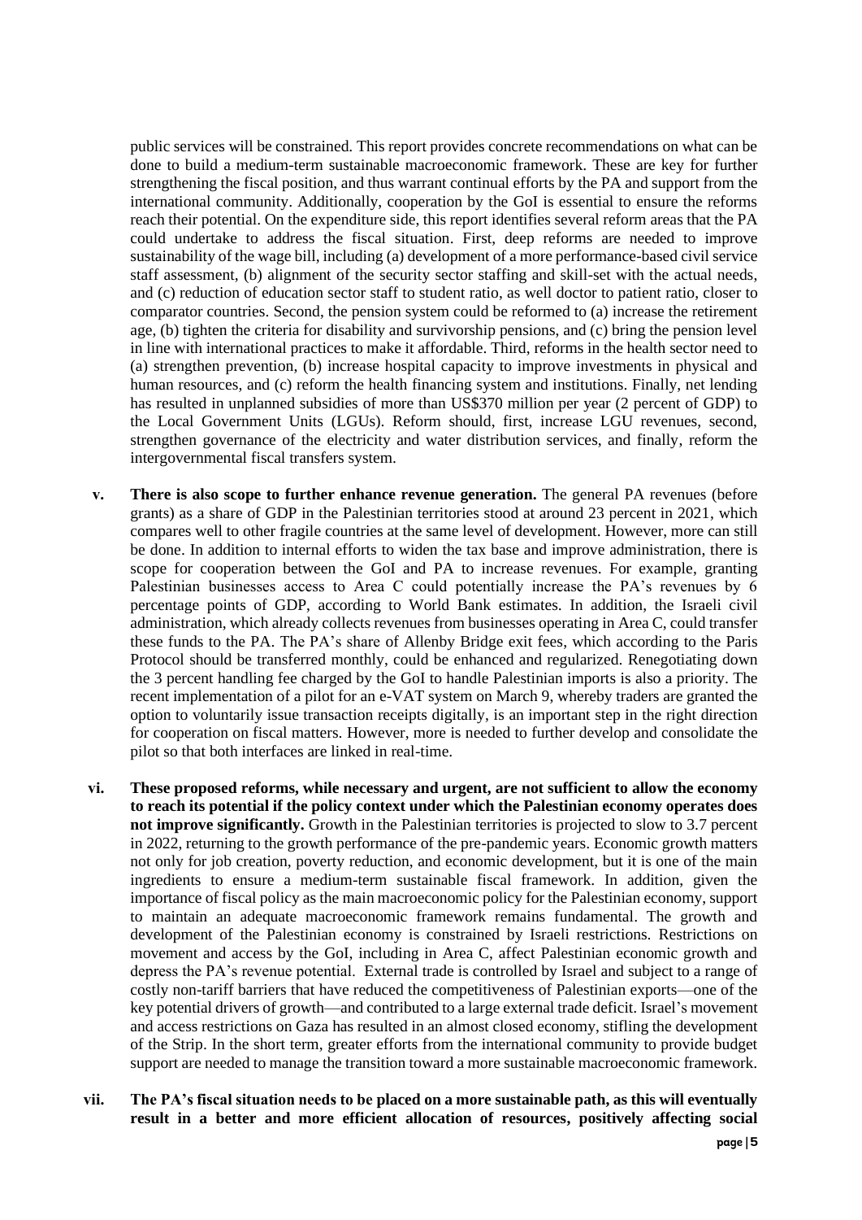public services will be constrained. This report provides concrete recommendations on what can be done to build a medium-term sustainable macroeconomic framework. These are key for further strengthening the fiscal position, and thus warrant continual efforts by the PA and support from the international community. Additionally, cooperation by the GoI is essential to ensure the reforms reach their potential. On the expenditure side, this report identifies several reform areas that the PA could undertake to address the fiscal situation. First, deep reforms are needed to improve sustainability of the wage bill, including (a) development of a more performance-based civil service staff assessment, (b) alignment of the security sector staffing and skill-set with the actual needs, and (c) reduction of education sector staff to student ratio, as well doctor to patient ratio, closer to comparator countries. Second, the pension system could be reformed to (a) increase the retirement age, (b) tighten the criteria for disability and survivorship pensions, and (c) bring the pension level in line with international practices to make it affordable. Third, reforms in the health sector need to (a) strengthen prevention, (b) increase hospital capacity to improve investments in physical and human resources, and (c) reform the health financing system and institutions. Finally, net lending has resulted in unplanned subsidies of more than US$370 million per year (2 percent of GDP) to the Local Government Units (LGUs). Reform should, first, increase LGU revenues, second, strengthen governance of the electricity and water distribution services, and finally, reform the intergovernmental fiscal transfers system.

v. **There is also scope to further enhance revenue generation.** The general PA revenues (before grants) as a share of GDP in the Palestinian territories stood at around 23 percent in 2021, which compares well to other fragile countries at the same level of development. However, more can still be done. In addition to internal efforts to widen the tax base and improve administration, there is scope for cooperation between the GoI and PA to increase revenues. For example, granting Palestinian businesses access to Area C could potentially increase the PA's revenues by 6 percentage points of GDP, according to World Bank estimates. In addition, the Israeli civil administration, which already collects revenues from businesses operating in Area C, could transfer these funds to the PA. The PA's share of Allenby Bridge exit fees, which according to the Paris Protocol should be transferred monthly, could be enhanced and regularized. Renegotiating down the 3 percent handling fee charged by the GoI to handle Palestinian imports is also a priority. The recent implementation of a pilot for an e-VAT system on March 9, whereby traders are granted the option to voluntarily issue transaction receipts digitally, is an important step in the right direction for cooperation on fiscal matters. However, more is needed to further develop and consolidate the pilot so that both interfaces are linked in real-time.

vi. **These proposed reforms, while necessary and urgent, are not sufficient to allow the economy to reach its potential if the policy context under which the Palestinian economy operates does not improve significantly.** Growth in the Palestinian territories is projected to slow to 3.7 percent in 2022, returning to the growth performance of the pre-pandemic years. Economic growth matters not only for job creation, poverty reduction, and economic development, but it is one of the main ingredients to ensure a medium-term sustainable fiscal framework. In addition, given the importance of fiscal policy as the main macroeconomic policy for the Palestinian economy, support to maintain an adequate macroeconomic framework remains fundamental. The growth and development of the Palestinian economy is constrained by Israeli restrictions. Restrictions on movement and access by the GoI, including in Area C, affect Palestinian economic growth and depress the PA's revenue potential. External trade is controlled by Israel and subject to a range of costly non-tariff barriers that have reduced the competitiveness of Palestinian exports—one of the key potential drivers of growth—and contributed to a large external trade deficit. Israel's movement and access restrictions on Gaza has resulted in an almost closed economy, stifling the development of the Strip. In the short term, greater efforts from the international community to provide budget support are needed to manage the transition toward a more sustainable macroeconomic framework.

vii. **The PA's fiscal situation needs to be placed on a more sustainable path, as this will eventually result in a better and more efficient allocation of resources, positively affecting social**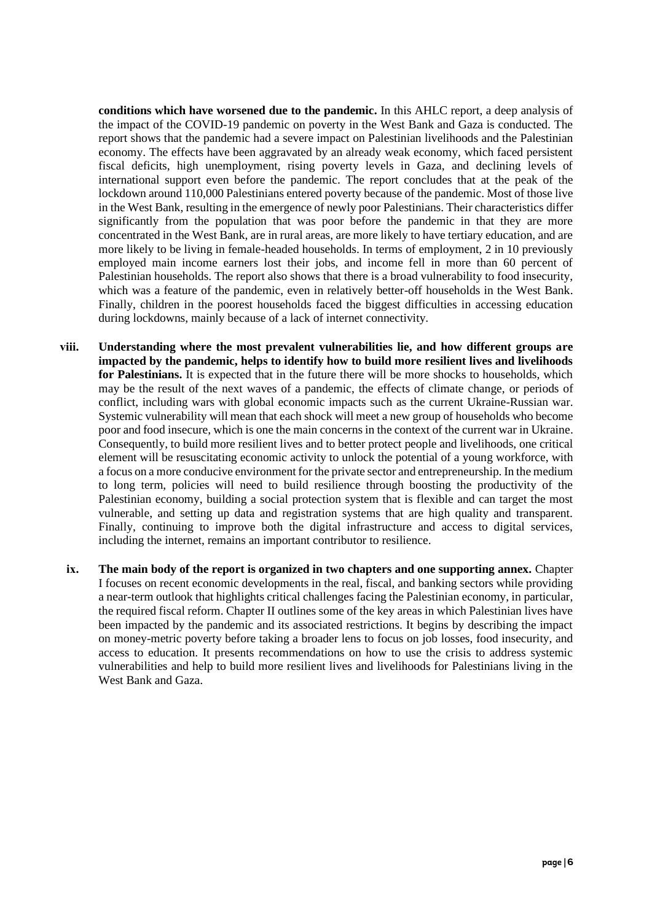**conditions which have worsened due to the pandemic.** In this AHLC report, a deep analysis of the impact of the COVID-19 pandemic on poverty in the West Bank and Gaza is conducted. The report shows that the pandemic had a severe impact on Palestinian livelihoods and the Palestinian economy. The effects have been aggravated by an already weak economy, which faced persistent fiscal deficits, high unemployment, rising poverty levels in Gaza, and declining levels of international support even before the pandemic. The report concludes that at the peak of the lockdown around 110,000 Palestinians entered poverty because of the pandemic. Most of those live in the West Bank, resulting in the emergence of newly poor Palestinians. Their characteristics differ significantly from the population that was poor before the pandemic in that they are more concentrated in the West Bank, are in rural areas, are more likely to have tertiary education, and are more likely to be living in female-headed households. In terms of employment, 2 in 10 previously employed main income earners lost their jobs, and income fell in more than 60 percent of Palestinian households. The report also shows that there is a broad vulnerability to food insecurity, which was a feature of the pandemic, even in relatively better-off households in the West Bank. Finally, children in the poorest households faced the biggest difficulties in accessing education during lockdowns, mainly because of a lack of internet connectivity.

**viii. Understanding where the most prevalent vulnerabilities lie, and how different groups are impacted by the pandemic, helps to identify how to build more resilient lives and livelihoods for Palestinians.** It is expected that in the future there will be more shocks to households, which may be the result of the next waves of a pandemic, the effects of climate change, or periods of conflict, including wars with global economic impacts such as the current Ukraine-Russian war. Systemic vulnerability will mean that each shock will meet a new group of households who become poor and food insecure, which is one the main concerns in the context of the current war in Ukraine. Consequently, to build more resilient lives and to better protect people and livelihoods, one critical element will be resuscitating economic activity to unlock the potential of a young workforce, with a focus on a more conducive environment for the private sector and entrepreneurship. In the medium to long term, policies will need to build resilience through boosting the productivity of the Palestinian economy, building a social protection system that is flexible and can target the most vulnerable, and setting up data and registration systems that are high quality and transparent. Finally, continuing to improve both the digital infrastructure and access to digital services, including the internet, remains an important contributor to resilience.

**ix. The main body of the report is organized in two chapters and one supporting annex.** Chapter I focuses on recent economic developments in the real, fiscal, and banking sectors while providing a near-term outlook that highlights critical challenges facing the Palestinian economy, in particular, the required fiscal reform. Chapter II outlines some of the key areas in which Palestinian lives have been impacted by the pandemic and its associated restrictions. It begins by describing the impact on money-metric poverty before taking a broader lens to focus on job losses, food insecurity, and access to education. It presents recommendations on how to use the crisis to address systemic vulnerabilities and help to build more resilient lives and livelihoods for Palestinians living in the West Bank and Gaza.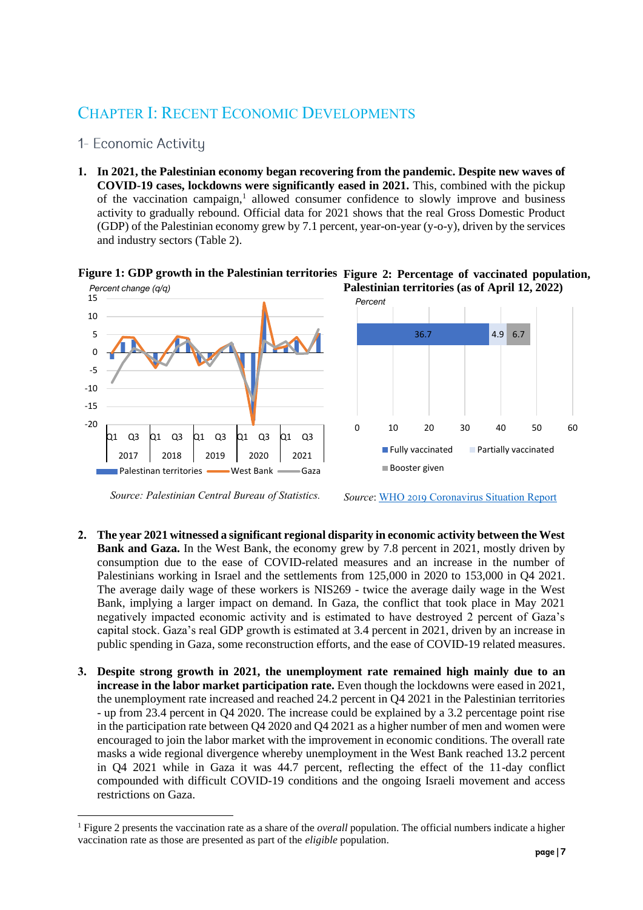# Chapter I: Recent Economic Developments

## 1- Economic Activity

1. **In 2021, the Palestinian economy began recovering from the pandemic. Despite new waves of COVID-19 cases, lockdowns were significantly eased in 2021.** This, combined with the pickup of the vaccination campaign,[1] allowed consumer confidence to slowly improve and business activity to gradually rebound. Official data for 2021 shows that the real Gross Domestic Product (GDP) of the Palestinian economy grew by 7.1 percent, year-on-year (y-o-y), driven by the services and industry sectors (Table 2).

**Figure 1: GDP growth in the Palestinian territories**

*Source: Palestinian Central Bureau of Statistics.*

**Figure 2: Percentage of vaccinated population, Palestinian territories (as of April 12, 2022)**

*Source*: WHO 2019 Coronavirus Situation Report

2. **The year 2021 witnessed a significant regional disparity in economic activity between the West Bank and Gaza.** In the West Bank, the economy grew by 7.8 percent in 2021, mostly driven by consumption due to the ease of COVID-related measures and an increase in the number of Palestinians working in Israel and the settlements from 125,000 in 2020 to 153,000 in Q4 2021. The average daily wage of these workers is NIS269 - twice the average daily wage in the West Bank, implying a larger impact on demand. In Gaza, the conflict that took place in May 2021 negatively impacted economic activity and is estimated to have destroyed 2 percent of Gaza's capital stock. Gaza's real GDP growth is estimated at 3.4 percent in 2021, driven by an increase in public spending in Gaza, some reconstruction efforts, and the ease of COVID-19 related measures.

3. **Despite strong growth in 2021, the unemployment rate remained high mainly due to an increase in the labor market participation rate.** Even though the lockdowns were eased in 2021, the unemployment rate increased and reached 24.2 percent in Q4 2021 in the Palestinian territories - up from 23.4 percent in Q4 2020. The increase could be explained by a 3.2 percentage point rise in the participation rate between Q4 2020 and Q4 2021 as a higher number of men and women were encouraged to join the labor market with the improvement in economic conditions. The overall rate masks a wide regional divergence whereby unemployment in the West Bank reached 13.2 percent in Q4 2021 while in Gaza it was 44.7 percent, reflecting the effect of the 11-day conflict compounded with difficult COVID-19 conditions and the ongoing Israeli movement and access restrictions on Gaza.

---

[1] Figure 2 presents the vaccination rate as a share of the *overall* population. The official numbers indicate a higher vaccination rate as those are presented as part of the *eligible* population.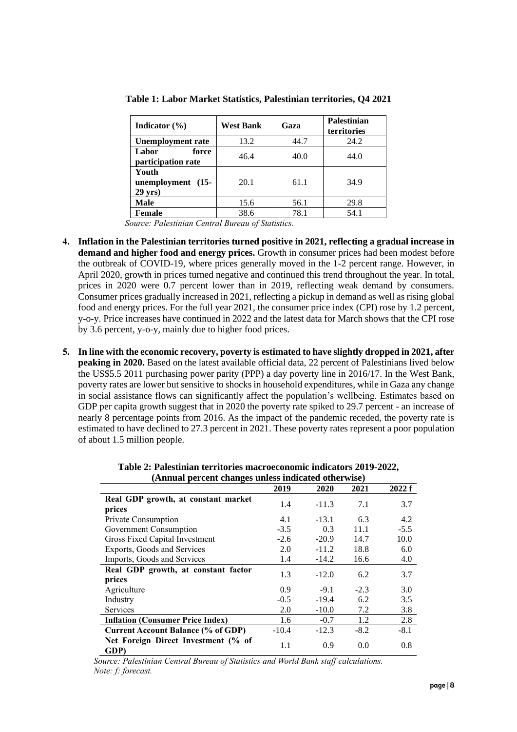**Table 1: Labor Market Statistics, Palestinian territories, Q4 2021**

| Indicator (%) | West Bank | Gaza | Palestinian territories |
|---|---|---|---|
| **Unemployment rate** | 13.2 | 44.7 | 24.2 |
| **Labor force participation rate** | 46.4 | 40.0 | 44.0 |
| **Youth unemployment (15-29 yrs)** | 20.1 | 61.1 | 34.9 |
| **Male** | 15.6 | 56.1 | 29.8 |
| **Female** | 38.6 | 78.1 | 54.1 |

*Source: Palestinian Central Bureau of Statistics.*

4. **Inflation in the Palestinian territories turned positive in 2021, reflecting a gradual increase in demand and higher food and energy prices.** Growth in consumer prices had been modest before the outbreak of COVID-19, where prices generally moved in the 1-2 percent range. However, in April 2020, growth in prices turned negative and continued this trend throughout the year. In total, prices in 2020 were 0.7 percent lower than in 2019, reflecting weak demand by consumers. Consumer prices gradually increased in 2021, reflecting a pickup in demand as well as rising global food and energy prices. For the full year 2021, the consumer price index (CPI) rose by 1.2 percent, y-o-y. Price increases have continued in 2022 and the latest data for March shows that the CPI rose by 3.6 percent, y-o-y, mainly due to higher food prices.

5. **In line with the economic recovery, poverty is estimated to have slightly dropped in 2021, after peaking in 2020.** Based on the latest available official data, 22 percent of Palestinians lived below the US$5.5 2011 purchasing power parity (PPP) a day poverty line in 2016/17. In the West Bank, poverty rates are lower but sensitive to shocks in household expenditures, while in Gaza any change in social assistance flows can significantly affect the population's wellbeing. Estimates based on GDP per capita growth suggest that in 2020 the poverty rate spiked to 29.7 percent - an increase of nearly 8 percentage points from 2016. As the impact of the pandemic receded, the poverty rate is estimated to have declined to 27.3 percent in 2021. These poverty rates represent a poor population of about 1.5 million people.

**Table 2: Palestinian territories macroeconomic indicators 2019-2022, (Annual percent changes unless indicated otherwise)**

| | 2019 | 2020 | 2021 | 2022 f |
|---|---|---|---|---|
| **Real GDP growth, at constant market prices** | 1.4 | -11.3 | 7.1 | 3.7 |
| Private Consumption | 4.1 | -13.1 | 6.3 | 4.2 |
| Government Consumption | -3.5 | 0.3 | 11.1 | -5.5 |
| Gross Fixed Capital Investment | -2.6 | -20.9 | 14.7 | 10.0 |
| Exports, Goods and Services | 2.0 | -11.2 | 18.8 | 6.0 |
| Imports, Goods and Services | 1.4 | -14.2 | 16.6 | 4.0 |
| **Real GDP growth, at constant factor prices** | 1.3 | -12.0 | 6.2 | 3.7 |
| Agriculture | 0.9 | -9.1 | -2.3 | 3.0 |
| Industry | -0.5 | -19.4 | 6.2 | 3.5 |
| Services | 2.0 | -10.0 | 7.2 | 3.8 |
| **Inflation (Consumer Price Index)** | 1.6 | -0.7 | 1.2 | 2.8 |
| **Current Account Balance (% of GDP)** | -10.4 | -12.3 | -8.2 | -8.1 |
| **Net Foreign Direct Investment (% of GDP)** | 1.1 | 0.9 | 0.0 | 0.8 |

*Source: Palestinian Central Bureau of Statistics and World Bank staff calculations.*
*Note: f: forecast.*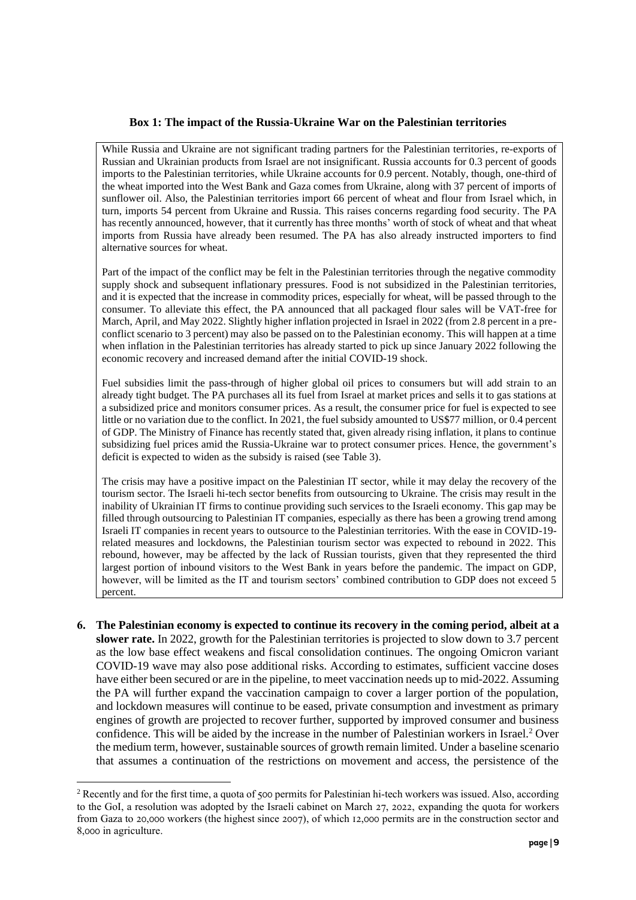### Box 1: The impact of the Russia-Ukraine War on the Palestinian territories

While Russia and Ukraine are not significant trading partners for the Palestinian territories, re-exports of Russian and Ukrainian products from Israel are not insignificant. Russia accounts for 0.3 percent of goods imports to the Palestinian territories, while Ukraine accounts for 0.9 percent. Notably, though, one-third of the wheat imported into the West Bank and Gaza comes from Ukraine, along with 37 percent of imports of sunflower oil. Also, the Palestinian territories import 66 percent of wheat and flour from Israel which, in turn, imports 54 percent from Ukraine and Russia. This raises concerns regarding food security. The PA has recently announced, however, that it currently has three months' worth of stock of wheat and that wheat imports from Russia have already been resumed. The PA has also already instructed importers to find alternative sources for wheat.

Part of the impact of the conflict may be felt in the Palestinian territories through the negative commodity supply shock and subsequent inflationary pressures. Food is not subsidized in the Palestinian territories, and it is expected that the increase in commodity prices, especially for wheat, will be passed through to the consumer. To alleviate this effect, the PA announced that all packaged flour sales will be VAT-free for March, April, and May 2022. Slightly higher inflation projected in Israel in 2022 (from 2.8 percent in a pre-conflict scenario to 3 percent) may also be passed on to the Palestinian economy. This will happen at a time when inflation in the Palestinian territories has already started to pick up since January 2022 following the economic recovery and increased demand after the initial COVID-19 shock.

Fuel subsidies limit the pass-through of higher global oil prices to consumers but will add strain to an already tight budget. The PA purchases all its fuel from Israel at market prices and sells it to gas stations at a subsidized price and monitors consumer prices. As a result, the consumer price for fuel is expected to see little or no variation due to the conflict. In 2021, the fuel subsidy amounted to US$77 million, or 0.4 percent of GDP. The Ministry of Finance has recently stated that, given already rising inflation, it plans to continue subsidizing fuel prices amid the Russia-Ukraine war to protect consumer prices. Hence, the government's deficit is expected to widen as the subsidy is raised (see Table 3).

The crisis may have a positive impact on the Palestinian IT sector, while it may delay the recovery of the tourism sector. The Israeli hi-tech sector benefits from outsourcing to Ukraine. The crisis may result in the inability of Ukrainian IT firms to continue providing such services to the Israeli economy. This gap may be filled through outsourcing to Palestinian IT companies, especially as there has been a growing trend among Israeli IT companies in recent years to outsource to the Palestinian territories. With the ease in COVID-19-related measures and lockdowns, the Palestinian tourism sector was expected to rebound in 2022. This rebound, however, may be affected by the lack of Russian tourists, given that they represented the third largest portion of inbound visitors to the West Bank in years before the pandemic. The impact on GDP, however, will be limited as the IT and tourism sectors' combined contribution to GDP does not exceed 5 percent.

6. **The Palestinian economy is expected to continue its recovery in the coming period, albeit at a slower rate.** In 2022, growth for the Palestinian territories is projected to slow down to 3.7 percent as the low base effect weakens and fiscal consolidation continues. The ongoing Omicron variant COVID-19 wave may also pose additional risks. According to estimates, sufficient vaccine doses have either been secured or are in the pipeline, to meet vaccination needs up to mid-2022. Assuming the PA will further expand the vaccination campaign to cover a larger portion of the population, and lockdown measures will continue to be eased, private consumption and investment as primary engines of growth are projected to recover further, supported by improved consumer and business confidence. This will be aided by the increase in the number of Palestinian workers in Israel.[2] Over the medium term, however, sustainable sources of growth remain limited. Under a baseline scenario that assumes a continuation of the restrictions on movement and access, the persistence of the

[2] Recently and for the first time, a quota of 500 permits for Palestinian hi-tech workers was issued. Also, according to the GoI, a resolution was adopted by the Israeli cabinet on March 27, 2022, expanding the quota for workers from Gaza to 20,000 workers (the highest since 2007), of which 12,000 permits are in the construction sector and 8,000 in agriculture.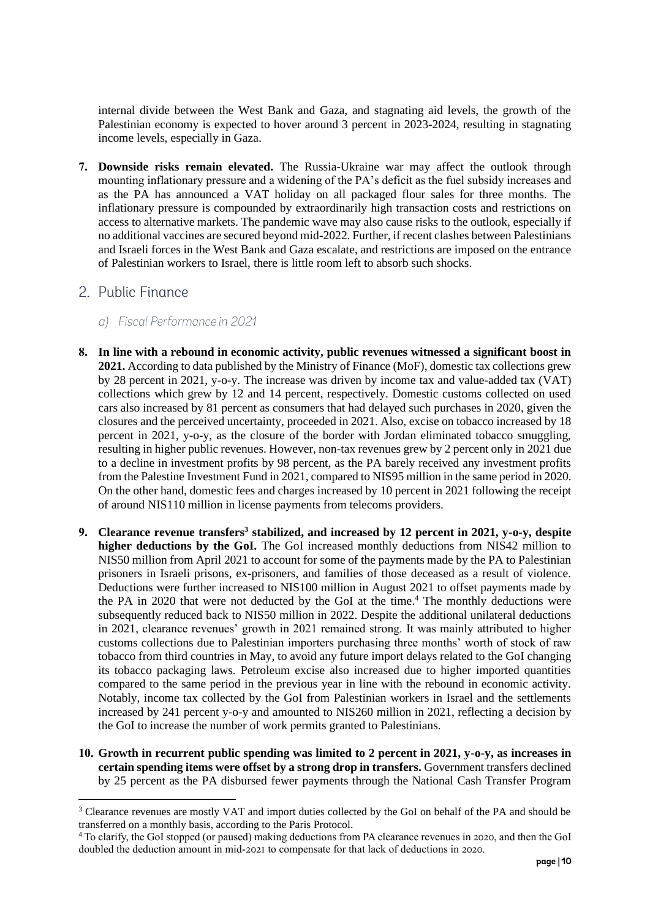internal divide between the West Bank and Gaza, and stagnating aid levels, the growth of the Palestinian economy is expected to hover around 3 percent in 2023-2024, resulting in stagnating income levels, especially in Gaza.

7. **Downside risks remain elevated.** The Russia-Ukraine war may affect the outlook through mounting inflationary pressure and a widening of the PA's deficit as the fuel subsidy increases and as the PA has announced a VAT holiday on all packaged flour sales for three months. The inflationary pressure is compounded by extraordinarily high transaction costs and restrictions on access to alternative markets. The pandemic wave may also cause risks to the outlook, especially if no additional vaccines are secured beyond mid-2022. Further, if recent clashes between Palestinians and Israeli forces in the West Bank and Gaza escalate, and restrictions are imposed on the entrance of Palestinian workers to Israel, there is little room left to absorb such shocks.

## 2. Public Finance

### a) *Fiscal Performance in 2021*

8. **In line with a rebound in economic activity, public revenues witnessed a significant boost in 2021.** According to data published by the Ministry of Finance (MoF), domestic tax collections grew by 28 percent in 2021, y-o-y. The increase was driven by income tax and value-added tax (VAT) collections which grew by 12 and 14 percent, respectively. Domestic customs collected on used cars also increased by 81 percent as consumers that had delayed such purchases in 2020, given the closures and the perceived uncertainty, proceeded in 2021. Also, excise on tobacco increased by 18 percent in 2021, y-o-y, as the closure of the border with Jordan eliminated tobacco smuggling, resulting in higher public revenues. However, non-tax revenues grew by 2 percent only in 2021 due to a decline in investment profits by 98 percent, as the PA barely received any investment profits from the Palestine Investment Fund in 2021, compared to NIS95 million in the same period in 2020. On the other hand, domestic fees and charges increased by 10 percent in 2021 following the receipt of around NIS110 million in license payments from telecoms providers.

9. **Clearance revenue transfers[3] stabilized, and increased by 12 percent in 2021, y-o-y, despite higher deductions by the GoI.** The GoI increased monthly deductions from NIS42 million to NIS50 million from April 2021 to account for some of the payments made by the PA to Palestinian prisoners in Israeli prisons, ex-prisoners, and families of those deceased as a result of violence. Deductions were further increased to NIS100 million in August 2021 to offset payments made by the PA in 2020 that were not deducted by the GoI at the time.[4] The monthly deductions were subsequently reduced back to NIS50 million in 2022. Despite the additional unilateral deductions in 2021, clearance revenues' growth in 2021 remained strong. It was mainly attributed to higher customs collections due to Palestinian importers purchasing three months' worth of stock of raw tobacco from third countries in May, to avoid any future import delays related to the GoI changing its tobacco packaging laws. Petroleum excise also increased due to higher imported quantities compared to the same period in the previous year in line with the rebound in economic activity. Notably, income tax collected by the GoI from Palestinian workers in Israel and the settlements increased by 241 percent y-o-y and amounted to NIS260 million in 2021, reflecting a decision by the GoI to increase the number of work permits granted to Palestinians.

10. **Growth in recurrent public spending was limited to 2 percent in 2021, y-o-y, as increases in certain spending items were offset by a strong drop in transfers.** Government transfers declined by 25 percent as the PA disbursed fewer payments through the National Cash Transfer Program

---

[3] Clearance revenues are mostly VAT and import duties collected by the GoI on behalf of the PA and should be transferred on a monthly basis, according to the Paris Protocol.

[4] To clarify, the GoI stopped (or paused) making deductions from PA clearance revenues in 2020, and then the GoI doubled the deduction amount in mid-2021 to compensate for that lack of deductions in 2020.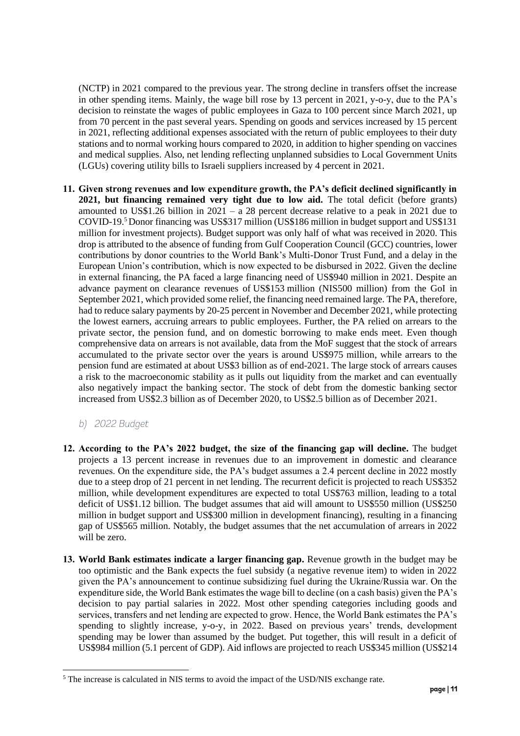(NCTP) in 2021 compared to the previous year. The strong decline in transfers offset the increase in other spending items. Mainly, the wage bill rose by 13 percent in 2021, y-o-y, due to the PA's decision to reinstate the wages of public employees in Gaza to 100 percent since March 2021, up from 70 percent in the past several years. Spending on goods and services increased by 15 percent in 2021, reflecting additional expenses associated with the return of public employees to their duty stations and to normal working hours compared to 2020, in addition to higher spending on vaccines and medical supplies. Also, net lending reflecting unplanned subsidies to Local Government Units (LGUs) covering utility bills to Israeli suppliers increased by 4 percent in 2021.

11. **Given strong revenues and low expenditure growth, the PA's deficit declined significantly in 2021, but financing remained very tight due to low aid.** The total deficit (before grants) amounted to US$1.26 billion in 2021 – a 28 percent decrease relative to a peak in 2021 due to COVID-19.[5] Donor financing was US$317 million (US$186 million in budget support and US$131 million for investment projects). Budget support was only half of what was received in 2020. This drop is attributed to the absence of funding from Gulf Cooperation Council (GCC) countries, lower contributions by donor countries to the World Bank's Multi-Donor Trust Fund, and a delay in the European Union's contribution, which is now expected to be disbursed in 2022. Given the decline in external financing, the PA faced a large financing need of US$940 million in 2021. Despite an advance payment on clearance revenues of US$153 million (NIS500 million) from the GoI in September 2021, which provided some relief, the financing need remained large. The PA, therefore, had to reduce salary payments by 20-25 percent in November and December 2021, while protecting the lowest earners, accruing arrears to public employees. Further, the PA relied on arrears to the private sector, the pension fund, and on domestic borrowing to make ends meet. Even though comprehensive data on arrears is not available, data from the MoF suggest that the stock of arrears accumulated to the private sector over the years is around US$975 million, while arrears to the pension fund are estimated at about US$3 billion as of end-2021. The large stock of arrears causes a risk to the macroeconomic stability as it pulls out liquidity from the market and can eventually also negatively impact the banking sector. The stock of debt from the domestic banking sector increased from US$2.3 billion as of December 2020, to US$2.5 billion as of December 2021.

### *b) 2022 Budget*

12. **According to the PA's 2022 budget, the size of the financing gap will decline.** The budget projects a 13 percent increase in revenues due to an improvement in domestic and clearance revenues. On the expenditure side, the PA's budget assumes a 2.4 percent decline in 2022 mostly due to a steep drop of 21 percent in net lending. The recurrent deficit is projected to reach US$352 million, while development expenditures are expected to total US$763 million, leading to a total deficit of US$1.12 billion. The budget assumes that aid will amount to US$550 million (US$250 million in budget support and US$300 million in development financing), resulting in a financing gap of US$565 million. Notably, the budget assumes that the net accumulation of arrears in 2022 will be zero.

13. **World Bank estimates indicate a larger financing gap.** Revenue growth in the budget may be too optimistic and the Bank expects the fuel subsidy (a negative revenue item) to widen in 2022 given the PA's announcement to continue subsidizing fuel during the Ukraine/Russia war. On the expenditure side, the World Bank estimates the wage bill to decline (on a cash basis) given the PA's decision to pay partial salaries in 2022. Most other spending categories including goods and services, transfers and net lending are expected to grow. Hence, the World Bank estimates the PA's spending to slightly increase, y-o-y, in 2022. Based on previous years' trends, development spending may be lower than assumed by the budget. Put together, this will result in a deficit of US$984 million (5.1 percent of GDP). Aid inflows are projected to reach US$345 million (US$214

[5] The increase is calculated in NIS terms to avoid the impact of the USD/NIS exchange rate.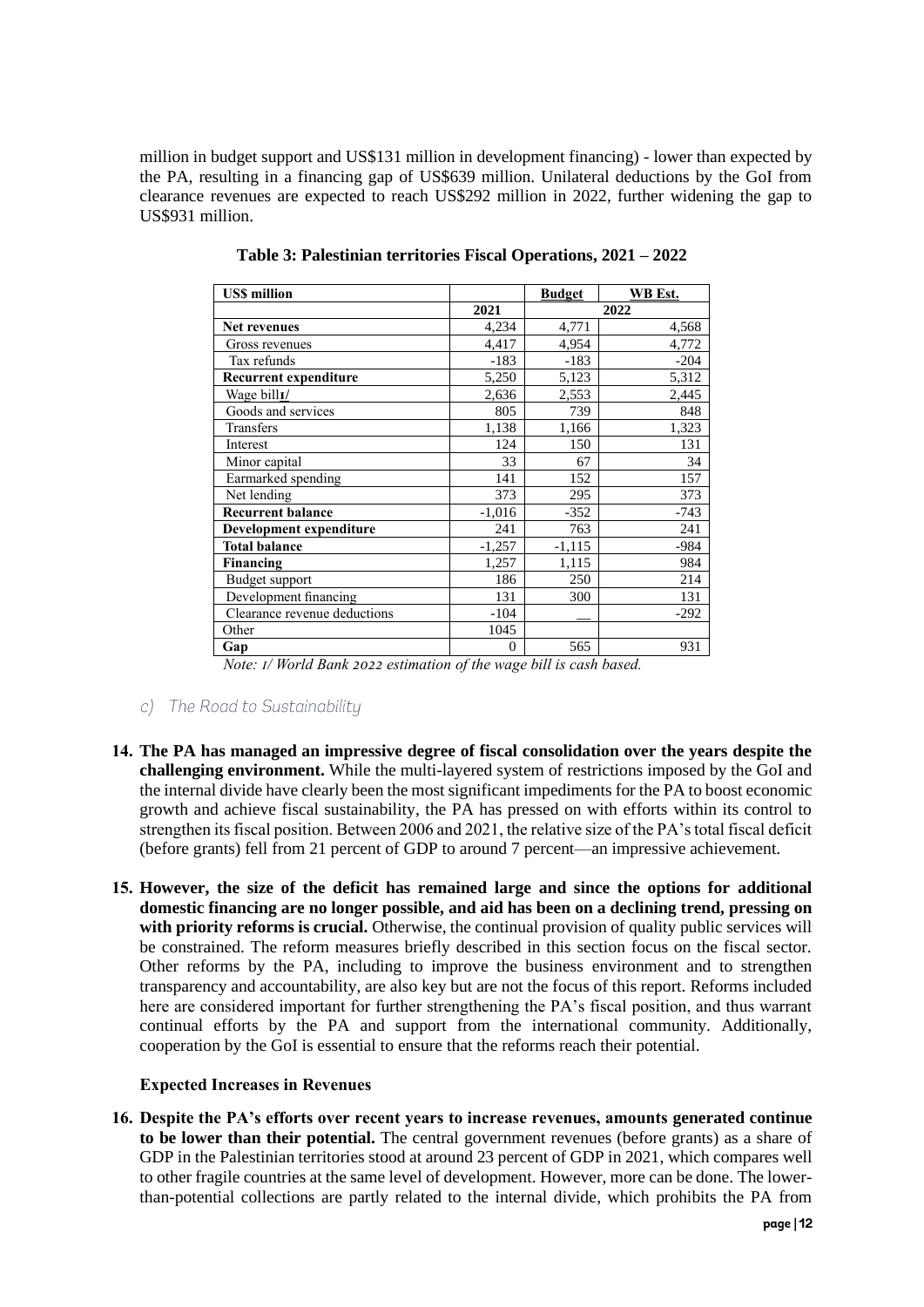million in budget support and US$131 million in development financing) - lower than expected by the PA, resulting in a financing gap of US$639 million. Unilateral deductions by the GoI from clearance revenues are expected to reach US$292 million in 2022, further widening the gap to US$931 million.

**Table 3: Palestinian territories Fiscal Operations, 2021 – 2022**

| US$ million | | Budget | WB Est. |
|---|---|---|---|
| | 2021 | 2022 | |
| **Net revenues** | 4,234 | 4,771 | 4,568 |
| Gross revenues | 4,417 | 4,954 | 4,772 |
| Tax refunds | -183 | -183 | -204 |
| **Recurrent expenditure** | 5,250 | 5,123 | 5,312 |
| Wage bill1/ | 2,636 | 2,553 | 2,445 |
| Goods and services | 805 | 739 | 848 |
| Transfers | 1,138 | 1,166 | 1,323 |
| Interest | 124 | 150 | 131 |
| Minor capital | 33 | 67 | 34 |
| Earmarked spending | 141 | 152 | 157 |
| Net lending | 373 | 295 | 373 |
| **Recurrent balance** | -1,016 | -352 | -743 |
| **Development expenditure** | 241 | 763 | 241 |
| **Total balance** | -1,257 | -1,115 | -984 |
| **Financing** | 1,257 | 1,115 | 984 |
| Budget support | 186 | 250 | 214 |
| Development financing | 131 | 300 | 131 |
| Clearance revenue deductions | -104 | __ | -292 |
| Other | 1045 | | |
| **Gap** | 0 | 565 | 931 |

*Note: 1/ World Bank 2022 estimation of the wage bill is cash based.*

### c) The Road to Sustainability

14. **The PA has managed an impressive degree of fiscal consolidation over the years despite the challenging environment.** While the multi-layered system of restrictions imposed by the GoI and the internal divide have clearly been the most significant impediments for the PA to boost economic growth and achieve fiscal sustainability, the PA has pressed on with efforts within its control to strengthen its fiscal position. Between 2006 and 2021, the relative size of the PA's total fiscal deficit (before grants) fell from 21 percent of GDP to around 7 percent—an impressive achievement.

15. **However, the size of the deficit has remained large and since the options for additional domestic financing are no longer possible, and aid has been on a declining trend, pressing on with priority reforms is crucial.** Otherwise, the continual provision of quality public services will be constrained. The reform measures briefly described in this section focus on the fiscal sector. Other reforms by the PA, including to improve the business environment and to strengthen transparency and accountability, are also key but are not the focus of this report. Reforms included here are considered important for further strengthening the PA's fiscal position, and thus warrant continual efforts by the PA and support from the international community. Additionally, cooperation by the GoI is essential to ensure that the reforms reach their potential.

#### Expected Increases in Revenues

16. **Despite the PA's efforts over recent years to increase revenues, amounts generated continue to be lower than their potential.** The central government revenues (before grants) as a share of GDP in the Palestinian territories stood at around 23 percent of GDP in 2021, which compares well to other fragile countries at the same level of development. However, more can be done. The lower-than-potential collections are partly related to the internal divide, which prohibits the PA from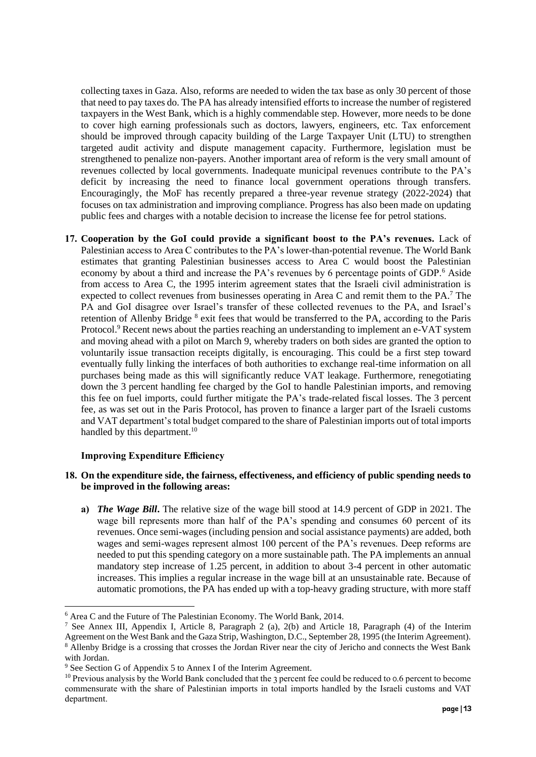collecting taxes in Gaza. Also, reforms are needed to widen the tax base as only 30 percent of those that need to pay taxes do. The PA has already intensified efforts to increase the number of registered taxpayers in the West Bank, which is a highly commendable step. However, more needs to be done to cover high earning professionals such as doctors, lawyers, engineers, etc. Tax enforcement should be improved through capacity building of the Large Taxpayer Unit (LTU) to strengthen targeted audit activity and dispute management capacity. Furthermore, legislation must be strengthened to penalize non-payers. Another important area of reform is the very small amount of revenues collected by local governments. Inadequate municipal revenues contribute to the PA's deficit by increasing the need to finance local government operations through transfers. Encouragingly, the MoF has recently prepared a three-year revenue strategy (2022-2024) that focuses on tax administration and improving compliance. Progress has also been made on updating public fees and charges with a notable decision to increase the license fee for petrol stations.

17. **Cooperation by the GoI could provide a significant boost to the PA's revenues.** Lack of Palestinian access to Area C contributes to the PA's lower-than-potential revenue. The World Bank estimates that granting Palestinian businesses access to Area C would boost the Palestinian economy by about a third and increase the PA's revenues by 6 percentage points of GDP.[6] Aside from access to Area C, the 1995 interim agreement states that the Israeli civil administration is expected to collect revenues from businesses operating in Area C and remit them to the PA.[7] The PA and GoI disagree over Israel's transfer of these collected revenues to the PA, and Israel's retention of Allenby Bridge [8] exit fees that would be transferred to the PA, according to the Paris Protocol.[9] Recent news about the parties reaching an understanding to implement an e-VAT system and moving ahead with a pilot on March 9, whereby traders on both sides are granted the option to voluntarily issue transaction receipts digitally, is encouraging. This could be a first step toward eventually fully linking the interfaces of both authorities to exchange real-time information on all purchases being made as this will significantly reduce VAT leakage. Furthermore, renegotiating down the 3 percent handling fee charged by the GoI to handle Palestinian imports, and removing this fee on fuel imports, could further mitigate the PA's trade-related fiscal losses. The 3 percent fee, as was set out in the Paris Protocol, has proven to finance a larger part of the Israeli customs and VAT department's total budget compared to the share of Palestinian imports out of total imports handled by this department.[10]

**Improving Expenditure Efficiency**

18. **On the expenditure side, the fairness, effectiveness, and efficiency of public spending needs to be improved in the following areas:**

    a) ***The Wage Bill*****.** The relative size of the wage bill stood at 14.9 percent of GDP in 2021. The wage bill represents more than half of the PA's spending and consumes 60 percent of its revenues. Once semi-wages (including pension and social assistance payments) are added, both wages and semi-wages represent almost 100 percent of the PA's revenues. Deep reforms are needed to put this spending category on a more sustainable path. The PA implements an annual mandatory step increase of 1.25 percent, in addition to about 3-4 percent in other automatic increases. This implies a regular increase in the wage bill at an unsustainable rate. Because of automatic promotions, the PA has ended up with a top-heavy grading structure, with more staff

---

[6] Area C and the Future of The Palestinian Economy. The World Bank, 2014.

[7] See Annex III, Appendix I, Article 8, Paragraph 2 (a), 2(b) and Article 18, Paragraph (4) of the Interim Agreement on the West Bank and the Gaza Strip, Washington, D.C., September 28, 1995 (the Interim Agreement).

[8] Allenby Bridge is a crossing that crosses the Jordan River near the city of Jericho and connects the West Bank with Jordan.

[9] See Section G of Appendix 5 to Annex I of the Interim Agreement.

[10] Previous analysis by the World Bank concluded that the 3 percent fee could be reduced to 0.6 percent to become commensurate with the share of Palestinian imports in total imports handled by the Israeli customs and VAT department.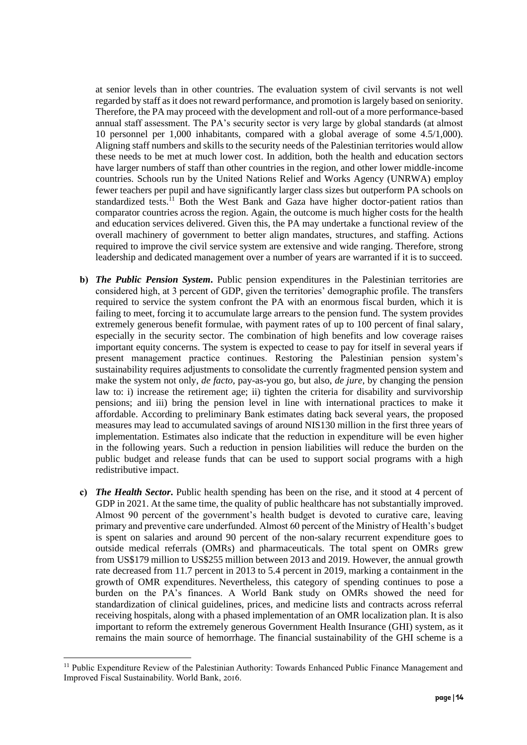at senior levels than in other countries. The evaluation system of civil servants is not well regarded by staff as it does not reward performance, and promotion is largely based on seniority. Therefore, the PA may proceed with the development and roll-out of a more performance-based annual staff assessment. The PA's security sector is very large by global standards (at almost 10 personnel per 1,000 inhabitants, compared with a global average of some 4.5/1,000). Aligning staff numbers and skills to the security needs of the Palestinian territories would allow these needs to be met at much lower cost. In addition, both the health and education sectors have larger numbers of staff than other countries in the region, and other lower middle-income countries. Schools run by the United Nations Relief and Works Agency (UNRWA) employ fewer teachers per pupil and have significantly larger class sizes but outperform PA schools on standardized tests.[11] Both the West Bank and Gaza have higher doctor-patient ratios than comparator countries across the region. Again, the outcome is much higher costs for the health and education services delivered. Given this, the PA may undertake a functional review of the overall machinery of government to better align mandates, structures, and staffing. Actions required to improve the civil service system are extensive and wide ranging. Therefore, strong leadership and dedicated management over a number of years are warranted if it is to succeed.

b) ***The Public Pension System***. Public pension expenditures in the Palestinian territories are considered high, at 3 percent of GDP, given the territories' demographic profile. The transfers required to service the system confront the PA with an enormous fiscal burden, which it is failing to meet, forcing it to accumulate large arrears to the pension fund. The system provides extremely generous benefit formulae, with payment rates of up to 100 percent of final salary, especially in the security sector. The combination of high benefits and low coverage raises important equity concerns. The system is expected to cease to pay for itself in several years if present management practice continues. Restoring the Palestinian pension system's sustainability requires adjustments to consolidate the currently fragmented pension system and make the system not only, *de facto*, pay-as-you go, but also, *de jure*, by changing the pension law to: i) increase the retirement age; ii) tighten the criteria for disability and survivorship pensions; and iii) bring the pension level in line with international practices to make it affordable. According to preliminary Bank estimates dating back several years, the proposed measures may lead to accumulated savings of around NIS130 million in the first three years of implementation. Estimates also indicate that the reduction in expenditure will be even higher in the following years. Such a reduction in pension liabilities will reduce the burden on the public budget and release funds that can be used to support social programs with a high redistributive impact.

c) ***The Health Sector***. Public health spending has been on the rise, and it stood at 4 percent of GDP in 2021. At the same time, the quality of public healthcare has not substantially improved. Almost 90 percent of the government's health budget is devoted to curative care, leaving primary and preventive care underfunded. Almost 60 percent of the Ministry of Health's budget is spent on salaries and around 90 percent of the non-salary recurrent expenditure goes to outside medical referrals (OMRs) and pharmaceuticals. The total spent on OMRs grew from US$179 million to US$255 million between 2013 and 2019. However, the annual growth rate decreased from 11.7 percent in 2013 to 5.4 percent in 2019, marking a containment in the growth of OMR expenditures. Nevertheless, this category of spending continues to pose a burden on the PA's finances. A World Bank study on OMRs showed the need for standardization of clinical guidelines, prices, and medicine lists and contracts across referral receiving hospitals, along with a phased implementation of an OMR localization plan. It is also important to reform the extremely generous Government Health Insurance (GHI) system, as it remains the main source of hemorrhage. The financial sustainability of the GHI scheme is a

[11] Public Expenditure Review of the Palestinian Authority: Towards Enhanced Public Finance Management and Improved Fiscal Sustainability. World Bank, 2016.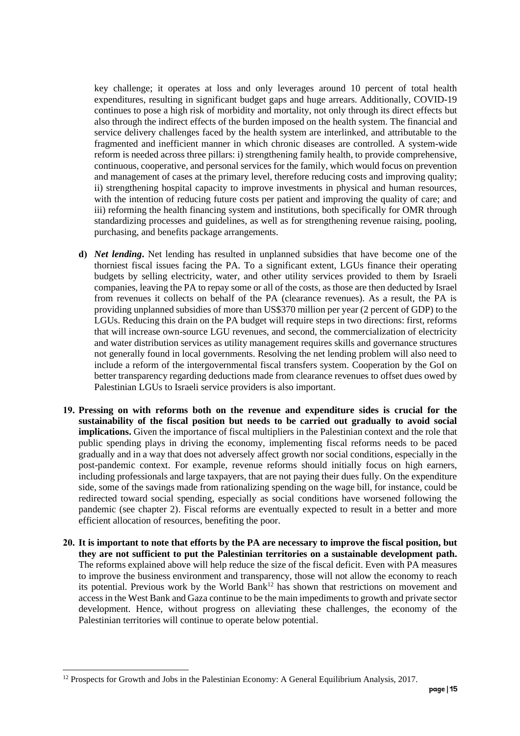key challenge; it operates at loss and only leverages around 10 percent of total health expenditures, resulting in significant budget gaps and huge arrears. Additionally, COVID-19 continues to pose a high risk of morbidity and mortality, not only through its direct effects but also through the indirect effects of the burden imposed on the health system. The financial and service delivery challenges faced by the health system are interlinked, and attributable to the fragmented and inefficient manner in which chronic diseases are controlled. A system-wide reform is needed across three pillars: i) strengthening family health, to provide comprehensive, continuous, cooperative, and personal services for the family, which would focus on prevention and management of cases at the primary level, therefore reducing costs and improving quality; ii) strengthening hospital capacity to improve investments in physical and human resources, with the intention of reducing future costs per patient and improving the quality of care; and iii) reforming the health financing system and institutions, both specifically for OMR through standardizing processes and guidelines, as well as for strengthening revenue raising, pooling, purchasing, and benefits package arrangements.

d) ***Net lending*.** Net lending has resulted in unplanned subsidies that have become one of the thorniest fiscal issues facing the PA. To a significant extent, LGUs finance their operating budgets by selling electricity, water, and other utility services provided to them by Israeli companies, leaving the PA to repay some or all of the costs, as those are then deducted by Israel from revenues it collects on behalf of the PA (clearance revenues). As a result, the PA is providing unplanned subsidies of more than US$370 million per year (2 percent of GDP) to the LGUs. Reducing this drain on the PA budget will require steps in two directions: first, reforms that will increase own-source LGU revenues, and second, the commercialization of electricity and water distribution services as utility management requires skills and governance structures not generally found in local governments. Resolving the net lending problem will also need to include a reform of the intergovernmental fiscal transfers system. Cooperation by the GoI on better transparency regarding deductions made from clearance revenues to offset dues owed by Palestinian LGUs to Israeli service providers is also important.

19. **Pressing on with reforms both on the revenue and expenditure sides is crucial for the sustainability of the fiscal position but needs to be carried out gradually to avoid social implications.** Given the importance of fiscal multipliers in the Palestinian context and the role that public spending plays in driving the economy, implementing fiscal reforms needs to be paced gradually and in a way that does not adversely affect growth nor social conditions, especially in the post-pandemic context. For example, revenue reforms should initially focus on high earners, including professionals and large taxpayers, that are not paying their dues fully. On the expenditure side, some of the savings made from rationalizing spending on the wage bill, for instance, could be redirected toward social spending, especially as social conditions have worsened following the pandemic (see chapter 2). Fiscal reforms are eventually expected to result in a better and more efficient allocation of resources, benefiting the poor.

20. **It is important to note that efforts by the PA are necessary to improve the fiscal position, but they are not sufficient to put the Palestinian territories on a sustainable development path.** The reforms explained above will help reduce the size of the fiscal deficit. Even with PA measures to improve the business environment and transparency, those will not allow the economy to reach its potential. Previous work by the World Bank[12] has shown that restrictions on movement and access in the West Bank and Gaza continue to be the main impediments to growth and private sector development. Hence, without progress on alleviating these challenges, the economy of the Palestinian territories will continue to operate below potential.

[12] Prospects for Growth and Jobs in the Palestinian Economy: A General Equilibrium Analysis, 2017.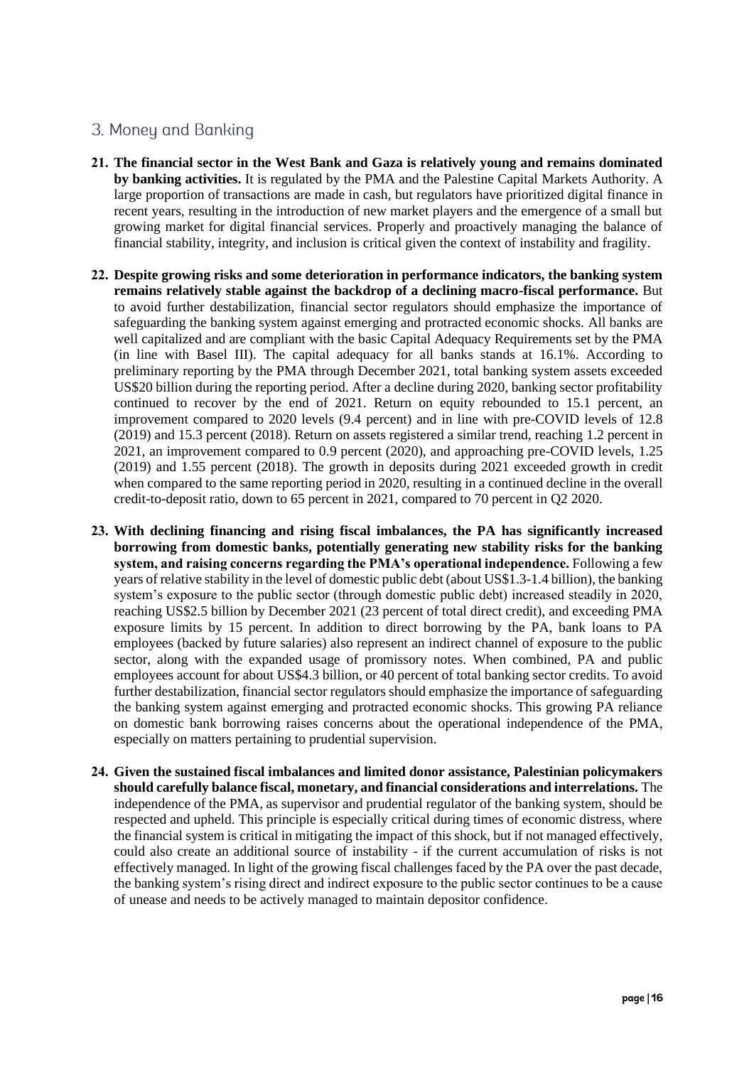## 3. Money and Banking

21. **The financial sector in the West Bank and Gaza is relatively young and remains dominated by banking activities.** It is regulated by the PMA and the Palestine Capital Markets Authority. A large proportion of transactions are made in cash, but regulators have prioritized digital finance in recent years, resulting in the introduction of new market players and the emergence of a small but growing market for digital financial services. Properly and proactively managing the balance of financial stability, integrity, and inclusion is critical given the context of instability and fragility.

22. **Despite growing risks and some deterioration in performance indicators, the banking system remains relatively stable against the backdrop of a declining macro-fiscal performance.** But to avoid further destabilization, financial sector regulators should emphasize the importance of safeguarding the banking system against emerging and protracted economic shocks. All banks are well capitalized and are compliant with the basic Capital Adequacy Requirements set by the PMA (in line with Basel III). The capital adequacy for all banks stands at 16.1%. According to preliminary reporting by the PMA through December 2021, total banking system assets exceeded US$20 billion during the reporting period. After a decline during 2020, banking sector profitability continued to recover by the end of 2021. Return on equity rebounded to 15.1 percent, an improvement compared to 2020 levels (9.4 percent) and in line with pre-COVID levels of 12.8 (2019) and 15.3 percent (2018). Return on assets registered a similar trend, reaching 1.2 percent in 2021, an improvement compared to 0.9 percent (2020), and approaching pre-COVID levels, 1.25 (2019) and 1.55 percent (2018). The growth in deposits during 2021 exceeded growth in credit when compared to the same reporting period in 2020, resulting in a continued decline in the overall credit-to-deposit ratio, down to 65 percent in 2021, compared to 70 percent in Q2 2020.

23. **With declining financing and rising fiscal imbalances, the PA has significantly increased borrowing from domestic banks, potentially generating new stability risks for the banking system, and raising concerns regarding the PMA's operational independence.** Following a few years of relative stability in the level of domestic public debt (about US$1.3-1.4 billion), the banking system's exposure to the public sector (through domestic public debt) increased steadily in 2020, reaching US$2.5 billion by December 2021 (23 percent of total direct credit), and exceeding PMA exposure limits by 15 percent. In addition to direct borrowing by the PA, bank loans to PA employees (backed by future salaries) also represent an indirect channel of exposure to the public sector, along with the expanded usage of promissory notes. When combined, PA and public employees account for about US$4.3 billion, or 40 percent of total banking sector credits. To avoid further destabilization, financial sector regulators should emphasize the importance of safeguarding the banking system against emerging and protracted economic shocks. This growing PA reliance on domestic bank borrowing raises concerns about the operational independence of the PMA, especially on matters pertaining to prudential supervision.

24. **Given the sustained fiscal imbalances and limited donor assistance, Palestinian policymakers should carefully balance fiscal, monetary, and financial considerations and interrelations.** The independence of the PMA, as supervisor and prudential regulator of the banking system, should be respected and upheld. This principle is especially critical during times of economic distress, where the financial system is critical in mitigating the impact of this shock, but if not managed effectively, could also create an additional source of instability - if the current accumulation of risks is not effectively managed. In light of the growing fiscal challenges faced by the PA over the past decade, the banking system's rising direct and indirect exposure to the public sector continues to be a cause of unease and needs to be actively managed to maintain depositor confidence.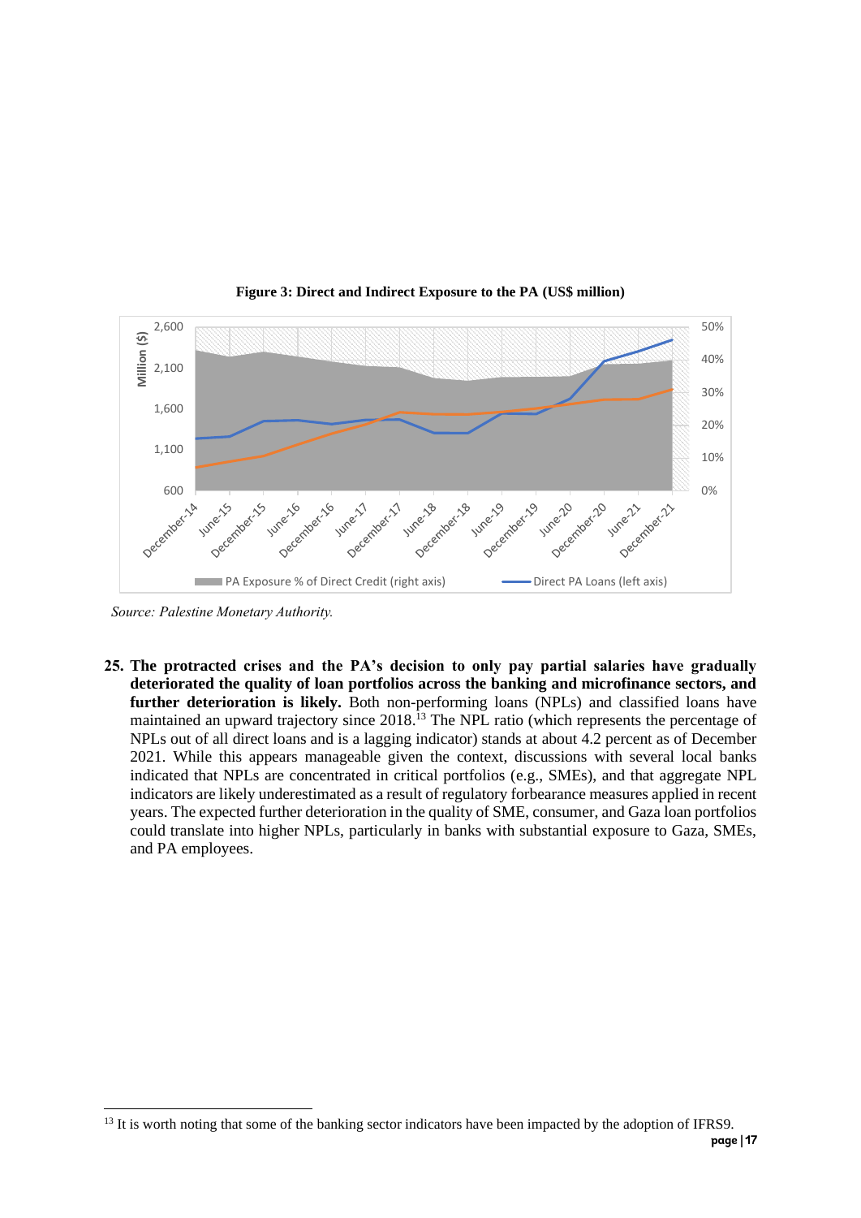**Figure 3: Direct and Indirect Exposure to the PA (US$ million)**

*Source: Palestine Monetary Authority.*

**25. The protracted crises and the PA's decision to only pay partial salaries have gradually deteriorated the quality of loan portfolios across the banking and microfinance sectors, and further deterioration is likely.** Both non-performing loans (NPLs) and classified loans have maintained an upward trajectory since 2018.[13] The NPL ratio (which represents the percentage of NPLs out of all direct loans and is a lagging indicator) stands at about 4.2 percent as of December 2021. While this appears manageable given the context, discussions with several local banks indicated that NPLs are concentrated in critical portfolios (e.g., SMEs), and that aggregate NPL indicators are likely underestimated as a result of regulatory forbearance measures applied in recent years. The expected further deterioration in the quality of SME, consumer, and Gaza loan portfolios could translate into higher NPLs, particularly in banks with substantial exposure to Gaza, SMEs, and PA employees.

---

[13] It is worth noting that some of the banking sector indicators have been impacted by the adoption of IFRS9.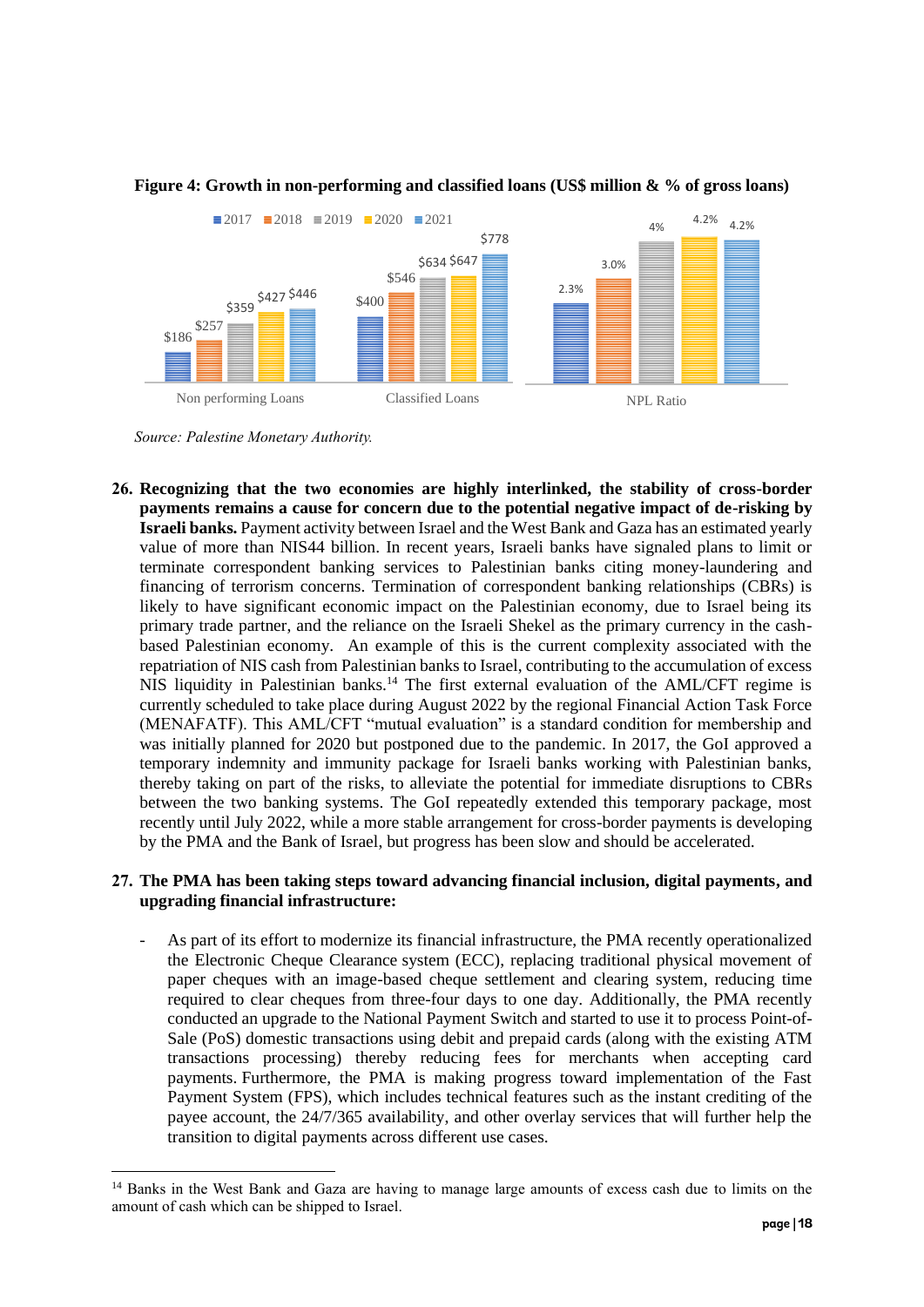**Figure 4: Growth in non-performing and classified loans (US$ million & % of gross loans)**

| | 2017 | 2018 | 2019 | 2020 | 2021 |
|---|---|---|---|---|---|
| Non performing Loans | $186 | $257 | $359 | $427 | $446 |
| Classified Loans | $400 | $546 | $634 | $647 | $778 |
| NPL Ratio | 2.3% | 3.0% | 4% | 4.2% | 4.2% |

*Source: Palestine Monetary Authority.*

26. **Recognizing that the two economies are highly interlinked, the stability of cross-border payments remains a cause for concern due to the potential negative impact of de-risking by Israeli banks.** Payment activity between Israel and the West Bank and Gaza has an estimated yearly value of more than NIS44 billion. In recent years, Israeli banks have signaled plans to limit or terminate correspondent banking services to Palestinian banks citing money-laundering and financing of terrorism concerns. Termination of correspondent banking relationships (CBRs) is likely to have significant economic impact on the Palestinian economy, due to Israel being its primary trade partner, and the reliance on the Israeli Shekel as the primary currency in the cash-based Palestinian economy. An example of this is the current complexity associated with the repatriation of NIS cash from Palestinian banks to Israel, contributing to the accumulation of excess NIS liquidity in Palestinian banks.[14] The first external evaluation of the AML/CFT regime is currently scheduled to take place during August 2022 by the regional Financial Action Task Force (MENAFATF). This AML/CFT "mutual evaluation" is a standard condition for membership and was initially planned for 2020 but postponed due to the pandemic. In 2017, the GoI approved a temporary indemnity and immunity package for Israeli banks working with Palestinian banks, thereby taking on part of the risks, to alleviate the potential for immediate disruptions to CBRs between the two banking systems. The GoI repeatedly extended this temporary package, most recently until July 2022, while a more stable arrangement for cross-border payments is developing by the PMA and the Bank of Israel, but progress has been slow and should be accelerated.

27. **The PMA has been taking steps toward advancing financial inclusion, digital payments, and upgrading financial infrastructure:**

   - As part of its effort to modernize its financial infrastructure, the PMA recently operationalized the Electronic Cheque Clearance system (ECC), replacing traditional physical movement of paper cheques with an image-based cheque settlement and clearing system, reducing time required to clear cheques from three-four days to one day. Additionally, the PMA recently conducted an upgrade to the National Payment Switch and started to use it to process Point-of-Sale (PoS) domestic transactions using debit and prepaid cards (along with the existing ATM transactions processing) thereby reducing fees for merchants when accepting card payments. Furthermore, the PMA is making progress toward implementation of the Fast Payment System (FPS), which includes technical features such as the instant crediting of the payee account, the 24/7/365 availability, and other overlay services that will further help the transition to digital payments across different use cases.

[14] Banks in the West Bank and Gaza are having to manage large amounts of excess cash due to limits on the amount of cash which can be shipped to Israel.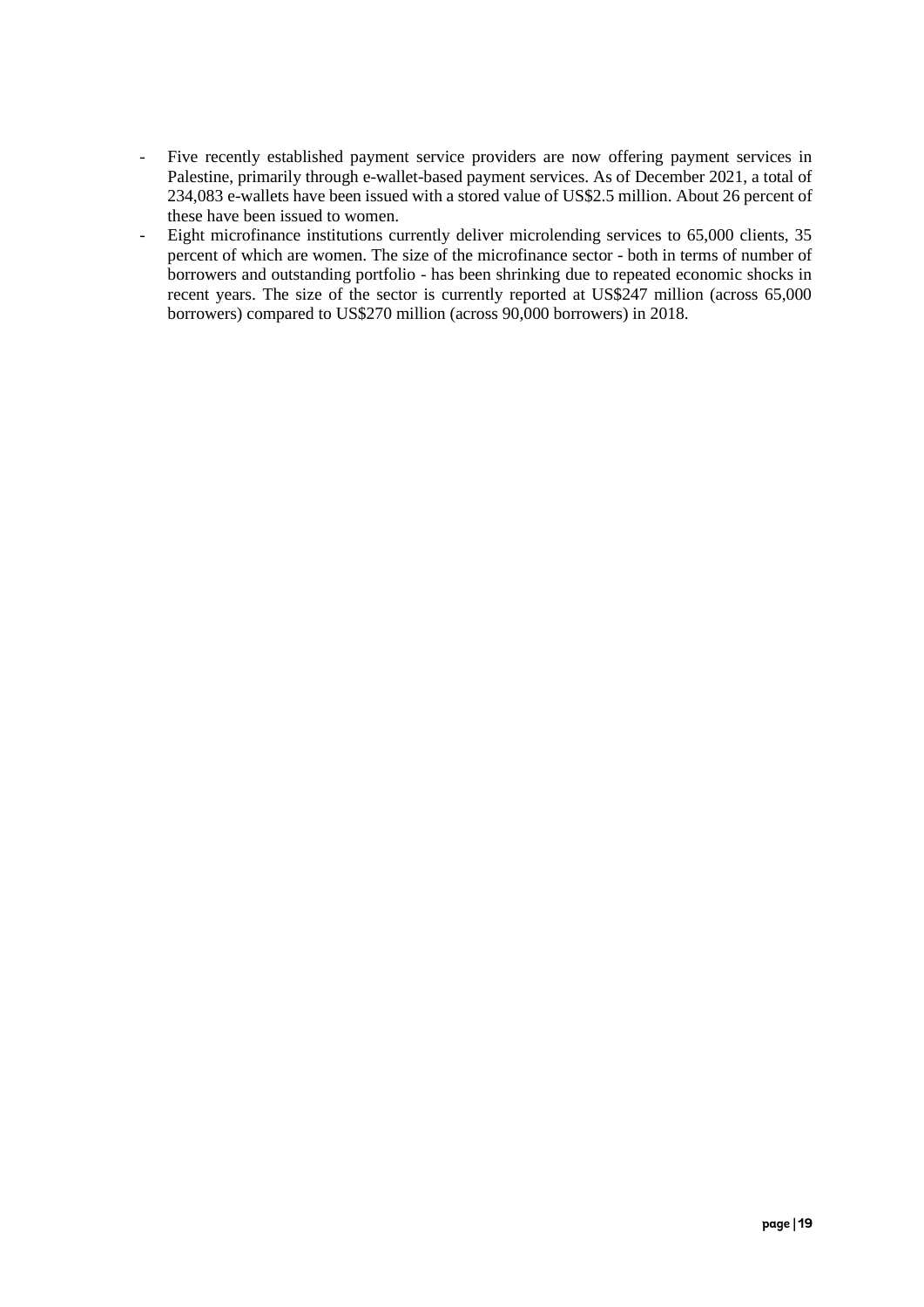- Five recently established payment service providers are now offering payment services in Palestine, primarily through e-wallet-based payment services. As of December 2021, a total of 234,083 e-wallets have been issued with a stored value of US$2.5 million. About 26 percent of these have been issued to women.
- Eight microfinance institutions currently deliver microlending services to 65,000 clients, 35 percent of which are women. The size of the microfinance sector - both in terms of number of borrowers and outstanding portfolio - has been shrinking due to repeated economic shocks in recent years. The size of the sector is currently reported at US$247 million (across 65,000 borrowers) compared to US$270 million (across 90,000 borrowers) in 2018.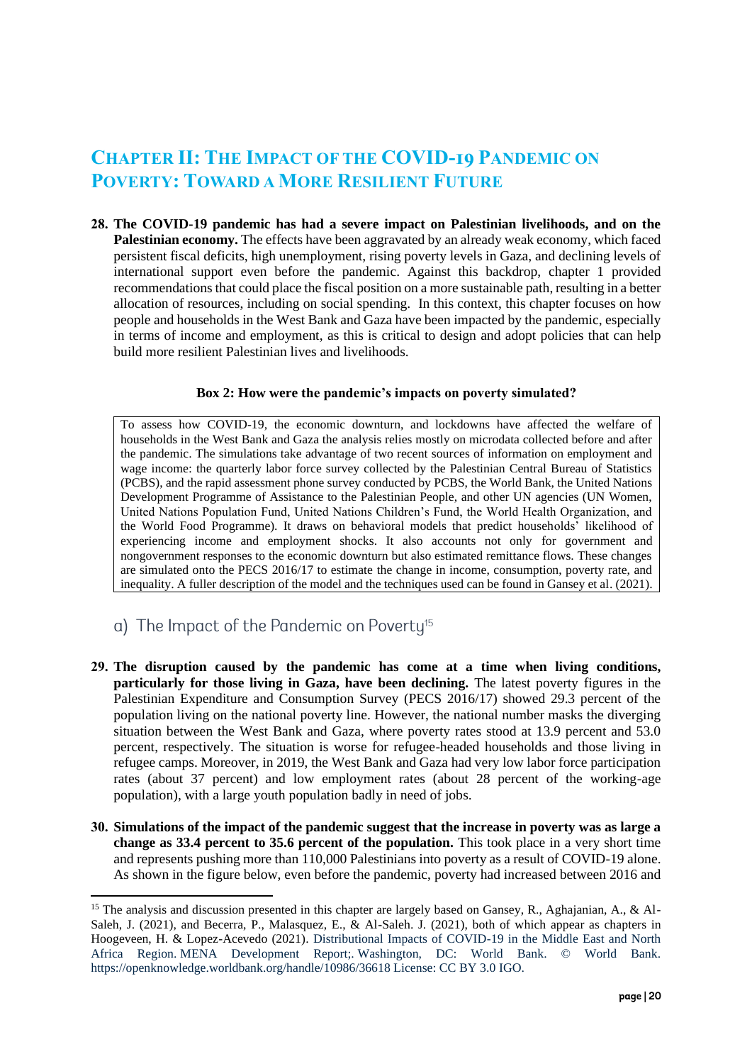# Chapter II: The Impact of the COVID-19 Pandemic on Poverty: Toward a More Resilient Future

**28. The COVID-19 pandemic has had a severe impact on Palestinian livelihoods, and on the Palestinian economy.** The effects have been aggravated by an already weak economy, which faced persistent fiscal deficits, high unemployment, rising poverty levels in Gaza, and declining levels of international support even before the pandemic. Against this backdrop, chapter 1 provided recommendations that could place the fiscal position on a more sustainable path, resulting in a better allocation of resources, including on social spending. In this context, this chapter focuses on how people and households in the West Bank and Gaza have been impacted by the pandemic, especially in terms of income and employment, as this is critical to design and adopt policies that can help build more resilient Palestinian lives and livelihoods.

**Box 2: How were the pandemic's impacts on poverty simulated?**

> To assess how COVID-19, the economic downturn, and lockdowns have affected the welfare of households in the West Bank and Gaza the analysis relies mostly on microdata collected before and after the pandemic. The simulations take advantage of two recent sources of information on employment and wage income: the quarterly labor force survey collected by the Palestinian Central Bureau of Statistics (PCBS), and the rapid assessment phone survey conducted by PCBS, the World Bank, the United Nations Development Programme of Assistance to the Palestinian People, and other UN agencies (UN Women, United Nations Population Fund, United Nations Children's Fund, the World Health Organization, and the World Food Programme). It draws on behavioral models that predict households' likelihood of experiencing income and employment shocks. It also accounts not only for government and nongovernment responses to the economic downturn but also estimated remittance flows. These changes are simulated onto the PECS 2016/17 to estimate the change in income, consumption, poverty rate, and inequality. A fuller description of the model and the techniques used can be found in Gansey et al. (2021).

## a) The Impact of the Pandemic on Poverty[15]

**29. The disruption caused by the pandemic has come at a time when living conditions, particularly for those living in Gaza, have been declining.** The latest poverty figures in the Palestinian Expenditure and Consumption Survey (PECS 2016/17) showed 29.3 percent of the population living on the national poverty line. However, the national number masks the diverging situation between the West Bank and Gaza, where poverty rates stood at 13.9 percent and 53.0 percent, respectively. The situation is worse for refugee-headed households and those living in refugee camps. Moreover, in 2019, the West Bank and Gaza had very low labor force participation rates (about 37 percent) and low employment rates (about 28 percent of the working-age population), with a large youth population badly in need of jobs.

**30. Simulations of the impact of the pandemic suggest that the increase in poverty was as large a change as 33.4 percent to 35.6 percent of the population.** This took place in a very short time and represents pushing more than 110,000 Palestinians into poverty as a result of COVID-19 alone. As shown in the figure below, even before the pandemic, poverty had increased between 2016 and

---

[15] The analysis and discussion presented in this chapter are largely based on Gansey, R., Aghajanian, A., & Al-Saleh, J. (2021), and Becerra, P., Malasquez, E., & Al-Saleh. J. (2021), both of which appear as chapters in Hoogeveen, H. & Lopez-Acevedo (2021). Distributional Impacts of COVID-19 in the Middle East and North Africa Region. MENA Development Report;. Washington, DC: World Bank. © World Bank. https://openknowledge.worldbank.org/handle/10986/36618 License: CC BY 3.0 IGO.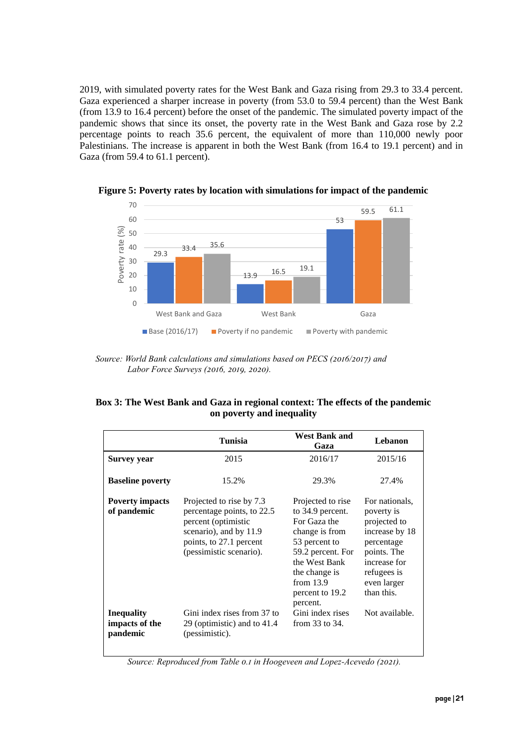2019, with simulated poverty rates for the West Bank and Gaza rising from 29.3 to 33.4 percent. Gaza experienced a sharper increase in poverty (from 53.0 to 59.4 percent) than the West Bank (from 13.9 to 16.4 percent) before the onset of the pandemic. The simulated poverty impact of the pandemic shows that since its onset, the poverty rate in the West Bank and Gaza rose by 2.2 percentage points to reach 35.6 percent, the equivalent of more than 110,000 newly poor Palestinians. The increase is apparent in both the West Bank (from 16.4 to 19.1 percent) and in Gaza (from 59.4 to 61.1 percent).

**Figure 5: Poverty rates by location with simulations for impact of the pandemic**

| Poverty rate (%) | Base (2016/17) | Poverty if no pandemic | Poverty with pandemic |
|---|---|---|---|
| West Bank and Gaza | 29.3 | 33.4 | 35.6 |
| West Bank | 13.9 | 16.5 | 19.1 |
| Gaza | 53 | 59.5 | 61.1 |

*Source: World Bank calculations and simulations based on PECS (2016/2017) and Labor Force Surveys (2016, 2019, 2020).*

**Box 3: The West Bank and Gaza in regional context: The effects of the pandemic on poverty and inequality**

| | Tunisia | West Bank and Gaza | Lebanon |
|---|---|---|---|
| **Survey year** | 2015 | 2016/17 | 2015/16 |
| **Baseline poverty** | 15.2% | 29.3% | 27.4% |
| **Poverty impacts of pandemic** | Projected to rise by 7.3 percentage points, to 22.5 percent (optimistic scenario), and by 11.9 points, to 27.1 percent (pessimistic scenario). | Projected to rise to 34.9 percent. For Gaza the change is from 53 percent to 59.2 percent. For the West Bank the change is from 13.9 percent to 19.2 percent. | For nationals, poverty is projected to increase by 18 percentage points. The increase for refugees is even larger than this. |
| **Inequality impacts of the pandemic** | Gini index rises from 37 to 29 (optimistic) and to 41.4 (pessimistic). | Gini index rises from 33 to 34. | Not available. |

*Source: Reproduced from Table 0.1 in Hoogeveen and Lopez-Acevedo (2021).*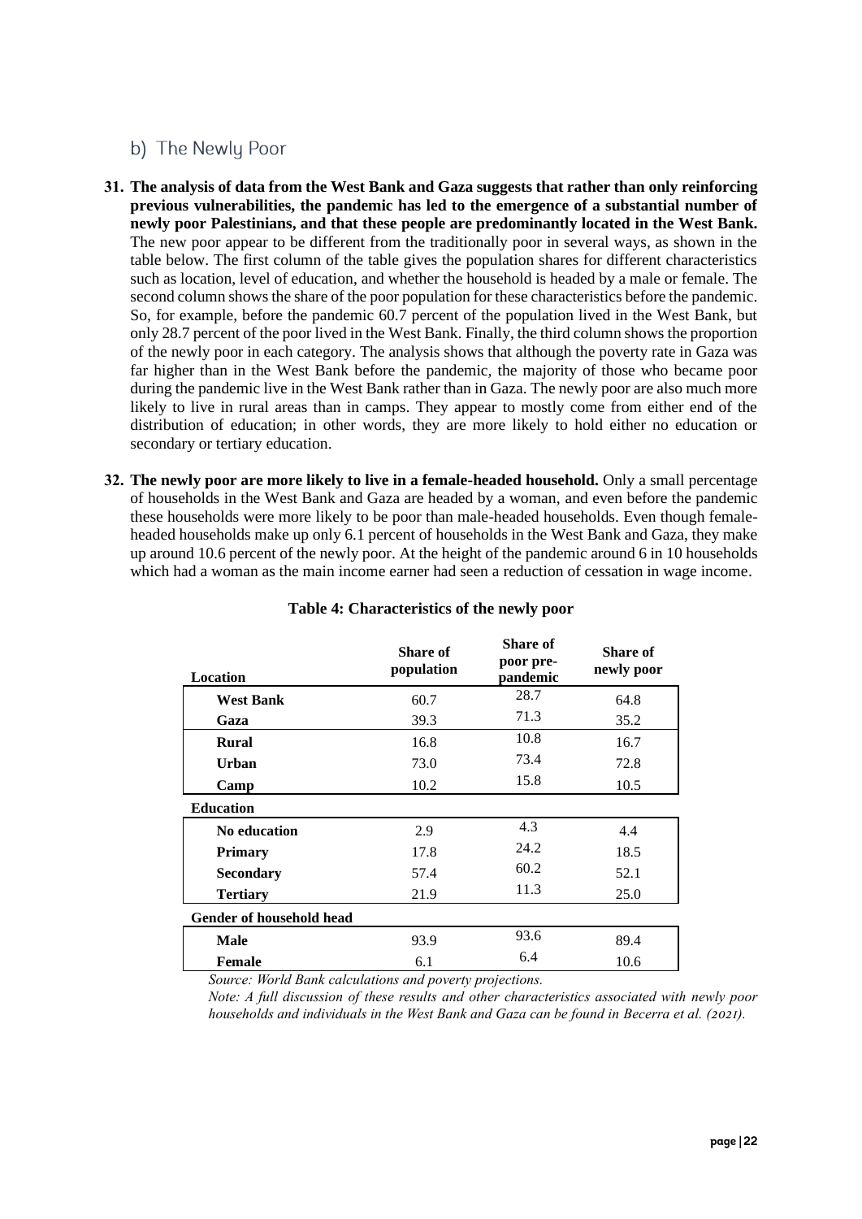## b) The Newly Poor

**31. The analysis of data from the West Bank and Gaza suggests that rather than only reinforcing previous vulnerabilities, the pandemic has led to the emergence of a substantial number of newly poor Palestinians, and that these people are predominantly located in the West Bank.** The new poor appear to be different from the traditionally poor in several ways, as shown in the table below. The first column of the table gives the population shares for different characteristics such as location, level of education, and whether the household is headed by a male or female. The second column shows the share of the poor population for these characteristics before the pandemic. So, for example, before the pandemic 60.7 percent of the population lived in the West Bank, but only 28.7 percent of the poor lived in the West Bank. Finally, the third column shows the proportion of the newly poor in each category. The analysis shows that although the poverty rate in Gaza was far higher than in the West Bank before the pandemic, the majority of those who became poor during the pandemic live in the West Bank rather than in Gaza. The newly poor are also much more likely to live in rural areas than in camps. They appear to mostly come from either end of the distribution of education; in other words, they are more likely to hold either no education or secondary or tertiary education.

**32. The newly poor are more likely to live in a female-headed household.** Only a small percentage of households in the West Bank and Gaza are headed by a woman, and even before the pandemic these households were more likely to be poor than male-headed households. Even though female-headed households make up only 6.1 percent of households in the West Bank and Gaza, they make up around 10.6 percent of the newly poor. At the height of the pandemic around 6 in 10 households which had a woman as the main income earner had seen a reduction of cessation in wage income.

**Table 4: Characteristics of the newly poor**

| Location | Share of population | Share of poor pre-pandemic | Share of newly poor |
|---|---|---|---|
| **West Bank** | 60.7 | 28.7 | 64.8 |
| **Gaza** | 39.3 | 71.3 | 35.2 |
| **Rural** | 16.8 | 10.8 | 16.7 |
| **Urban** | 73.0 | 73.4 | 72.8 |
| **Camp** | 10.2 | 15.8 | 10.5 |
| **Education** | | | |
| **No education** | 2.9 | 4.3 | 4.4 |
| **Primary** | 17.8 | 24.2 | 18.5 |
| **Secondary** | 57.4 | 60.2 | 52.1 |
| **Tertiary** | 21.9 | 11.3 | 25.0 |
| **Gender of household head** | | | |
| **Male** | 93.9 | 93.6 | 89.4 |
| **Female** | 6.1 | 6.4 | 10.6 |

*Source: World Bank calculations and poverty projections.*

*Note: A full discussion of these results and other characteristics associated with newly poor households and individuals in the West Bank and Gaza can be found in Becerra et al. (2021).*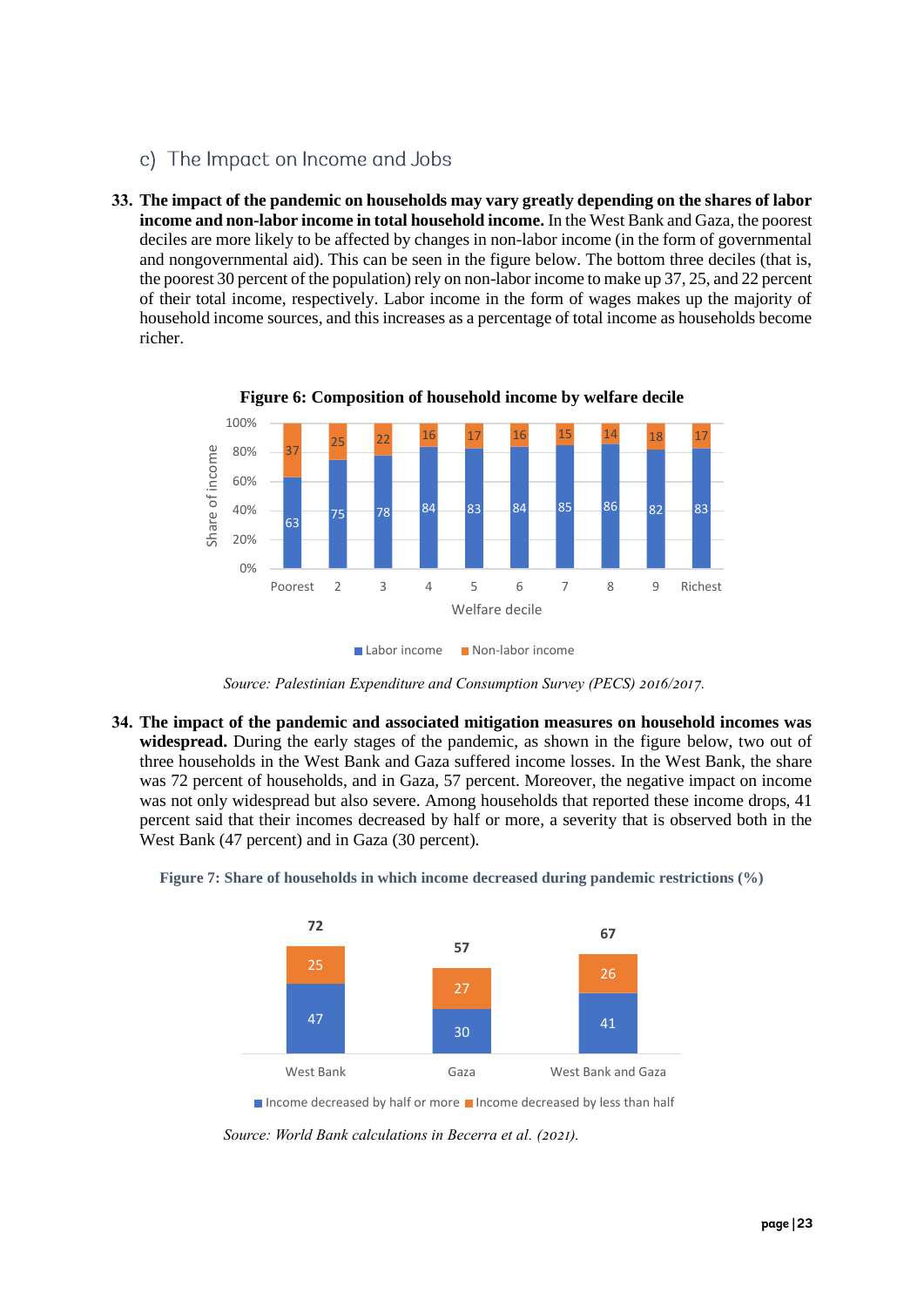### c) The Impact on Income and Jobs

33. **The impact of the pandemic on households may vary greatly depending on the shares of labor income and non-labor income in total household income.** In the West Bank and Gaza, the poorest deciles are more likely to be affected by changes in non-labor income (in the form of governmental and nongovernmental aid). This can be seen in the figure below. The bottom three deciles (that is, the poorest 30 percent of the population) rely on non-labor income to make up 37, 25, and 22 percent of their total income, respectively. Labor income in the form of wages makes up the majority of household income sources, and this increases as a percentage of total income as households become richer.

**Figure 6: Composition of household income by welfare decile**

| Welfare decile | Labor income | Non-labor income |
|---|---|---|
| Poorest | 63 | 37 |
| 2 | 75 | 25 |
| 3 | 78 | 22 |
| 4 | 84 | 16 |
| 5 | 83 | 17 |
| 6 | 84 | 16 |
| 7 | 85 | 15 |
| 8 | 86 | 14 |
| 9 | 82 | 18 |
| Richest | 83 | 17 |

*Source: Palestinian Expenditure and Consumption Survey (PECS) 2016/2017.*

34. **The impact of the pandemic and associated mitigation measures on household incomes was widespread.** During the early stages of the pandemic, as shown in the figure below, two out of three households in the West Bank and Gaza suffered income losses. In the West Bank, the share was 72 percent of households, and in Gaza, 57 percent. Moreover, the negative impact on income was not only widespread but also severe. Among households that reported these income drops, 41 percent said that their incomes decreased by half or more, a severity that is observed both in the West Bank (47 percent) and in Gaza (30 percent).

**Figure 7: Share of households in which income decreased during pandemic restrictions (%)**

| | Income decreased by half or more | Income decreased by less than half | Total |
|---|---|---|---|
| West Bank | 47 | 25 | 72 |
| Gaza | 30 | 27 | 57 |
| West Bank and Gaza | 41 | 26 | 67 |

*Source: World Bank calculations in Becerra et al. (2021).*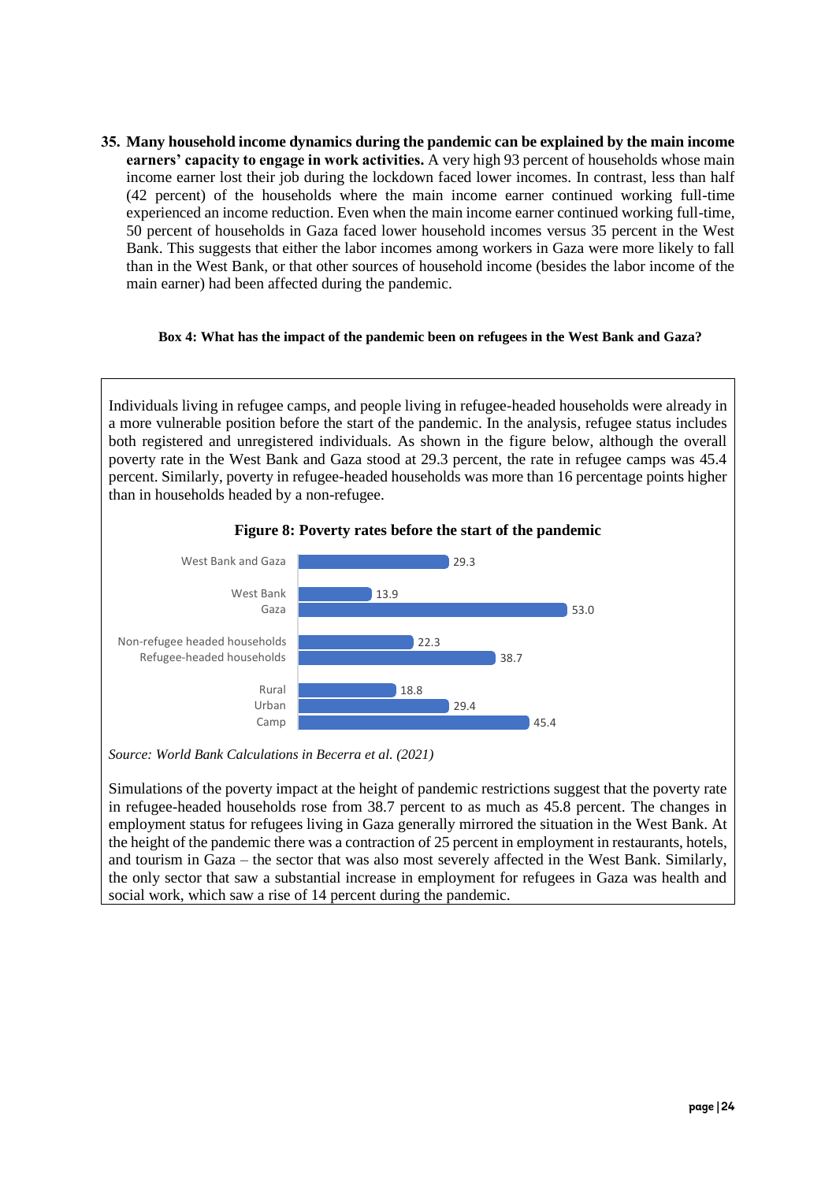35. **Many household income dynamics during the pandemic can be explained by the main income earners' capacity to engage in work activities.** A very high 93 percent of households whose main income earner lost their job during the lockdown faced lower incomes. In contrast, less than half (42 percent) of the households where the main income earner continued working full-time experienced an income reduction. Even when the main income earner continued working full-time, 50 percent of households in Gaza faced lower household incomes versus 35 percent in the West Bank. This suggests that either the labor incomes among workers in Gaza were more likely to fall than in the West Bank, or that other sources of household income (besides the labor income of the main earner) had been affected during the pandemic.

**Box 4: What has the impact of the pandemic been on refugees in the West Bank and Gaza?**

Individuals living in refugee camps, and people living in refugee-headed households were already in a more vulnerable position before the start of the pandemic. In the analysis, refugee status includes both registered and unregistered individuals. As shown in the figure below, although the overall poverty rate in the West Bank and Gaza stood at 29.3 percent, the rate in refugee camps was 45.4 percent. Similarly, poverty in refugee-headed households was more than 16 percentage points higher than in households headed by a non-refugee.

**Figure 8: Poverty rates before the start of the pandemic**

| Category | Poverty rate |
|---|---|
| West Bank and Gaza | 29.3 |
| West Bank | 13.9 |
| Gaza | 53.0 |
| Non-refugee headed households | 22.3 |
| Refugee-headed households | 38.7 |
| Rural | 18.8 |
| Urban | 29.4 |
| Camp | 45.4 |

*Source: World Bank Calculations in Becerra et al. (2021)*

Simulations of the poverty impact at the height of pandemic restrictions suggest that the poverty rate in refugee-headed households rose from 38.7 percent to as much as 45.8 percent. The changes in employment status for refugees living in Gaza generally mirrored the situation in the West Bank. At the height of the pandemic there was a contraction of 25 percent in employment in restaurants, hotels, and tourism in Gaza – the sector that was also most severely affected in the West Bank. Similarly, the only sector that saw a substantial increase in employment for refugees in Gaza was health and social work, which saw a rise of 14 percent during the pandemic.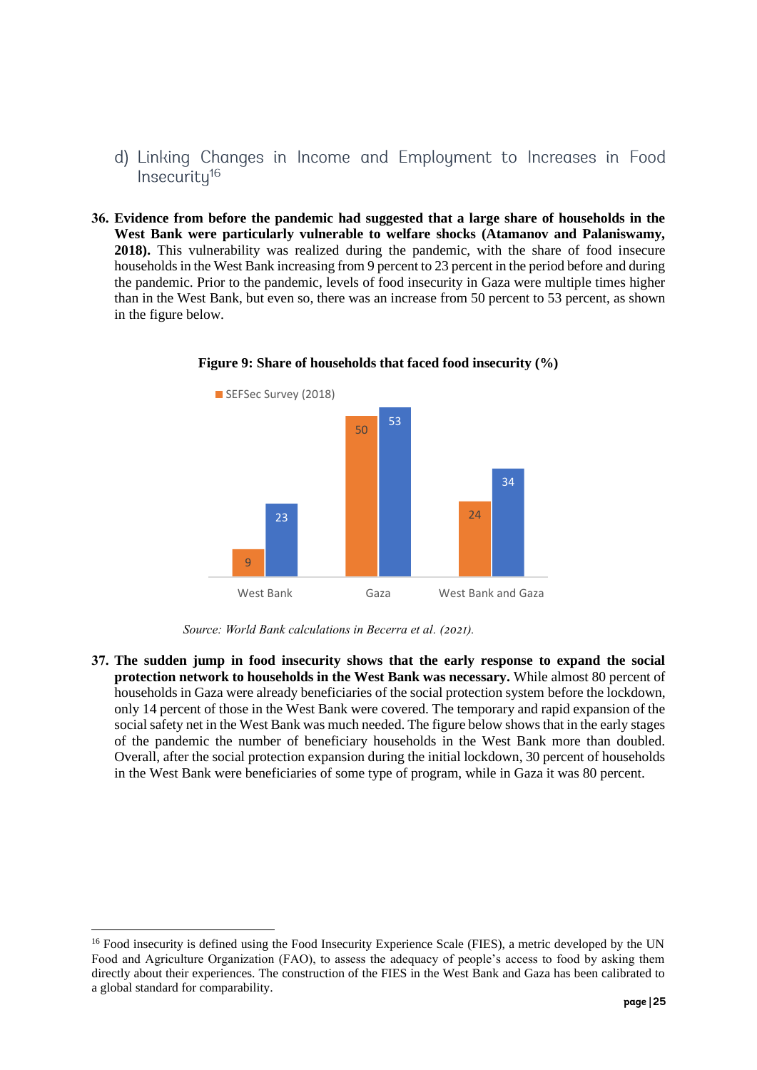### d) Linking Changes in Income and Employment to Increases in Food Insecurity[16]

**36. Evidence from before the pandemic had suggested that a large share of households in the West Bank were particularly vulnerable to welfare shocks (Atamanov and Palaniswamy, 2018).** This vulnerability was realized during the pandemic, with the share of food insecure households in the West Bank increasing from 9 percent to 23 percent in the period before and during the pandemic. Prior to the pandemic, levels of food insecurity in Gaza were multiple times higher than in the West Bank, but even so, there was an increase from 50 percent to 53 percent, as shown in the figure below.

**Figure 9: Share of households that faced food insecurity (%)**

| | SEFSec Survey (2018) | |
|---|---|---|
| West Bank | 9 | 23 |
| Gaza | 50 | 53 |
| West Bank and Gaza | 24 | 34 |

*Source: World Bank calculations in Becerra et al. (2021).*

**37. The sudden jump in food insecurity shows that the early response to expand the social protection network to households in the West Bank was necessary.** While almost 80 percent of households in Gaza were already beneficiaries of the social protection system before the lockdown, only 14 percent of those in the West Bank were covered. The temporary and rapid expansion of the social safety net in the West Bank was much needed. The figure below shows that in the early stages of the pandemic the number of beneficiary households in the West Bank more than doubled. Overall, after the social protection expansion during the initial lockdown, 30 percent of households in the West Bank were beneficiaries of some type of program, while in Gaza it was 80 percent.

[16] Food insecurity is defined using the Food Insecurity Experience Scale (FIES), a metric developed by the UN Food and Agriculture Organization (FAO), to assess the adequacy of people's access to food by asking them directly about their experiences. The construction of the FIES in the West Bank and Gaza has been calibrated to a global standard for comparability.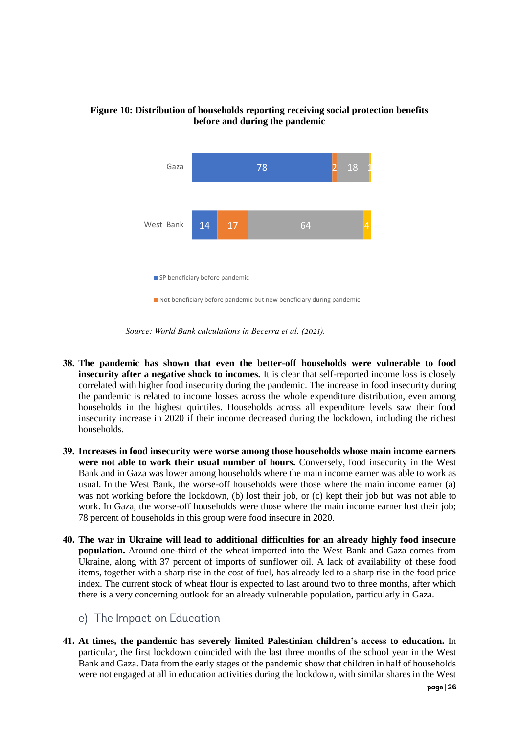**Figure 10: Distribution of households reporting receiving social protection benefits before and during the pandemic**

| | SP beneficiary before pandemic | Not beneficiary before pandemic but new beneficiary during pandemic | | |
|---|---|---|---|---|
| Gaza | 78 | 2 | 18 | 1 |
| West Bank | 14 | 17 | 64 | 4 |

*Source: World Bank calculations in Becerra et al. (2021).*

38. **The pandemic has shown that even the better-off households were vulnerable to food insecurity after a negative shock to incomes.** It is clear that self-reported income loss is closely correlated with higher food insecurity during the pandemic. The increase in food insecurity during the pandemic is related to income losses across the whole expenditure distribution, even among households in the highest quintiles. Households across all expenditure levels saw their food insecurity increase in 2020 if their income decreased during the lockdown, including the richest households.

39. **Increases in food insecurity were worse among those households whose main income earners were not able to work their usual number of hours.** Conversely, food insecurity in the West Bank and in Gaza was lower among households where the main income earner was able to work as usual. In the West Bank, the worse-off households were those where the main income earner (a) was not working before the lockdown, (b) lost their job, or (c) kept their job but was not able to work. In Gaza, the worse-off households were those where the main income earner lost their job; 78 percent of households in this group were food insecure in 2020.

40. **The war in Ukraine will lead to additional difficulties for an already highly food insecure population.** Around one-third of the wheat imported into the West Bank and Gaza comes from Ukraine, along with 37 percent of imports of sunflower oil. A lack of availability of these food items, together with a sharp rise in the cost of fuel, has already led to a sharp rise in the food price index. The current stock of wheat flour is expected to last around two to three months, after which there is a very concerning outlook for an already vulnerable population, particularly in Gaza.

## e) The Impact on Education

41. **At times, the pandemic has severely limited Palestinian children's access to education.** In particular, the first lockdown coincided with the last three months of the school year in the West Bank and Gaza. Data from the early stages of the pandemic show that children in half of households were not engaged at all in education activities during the lockdown, with similar shares in the West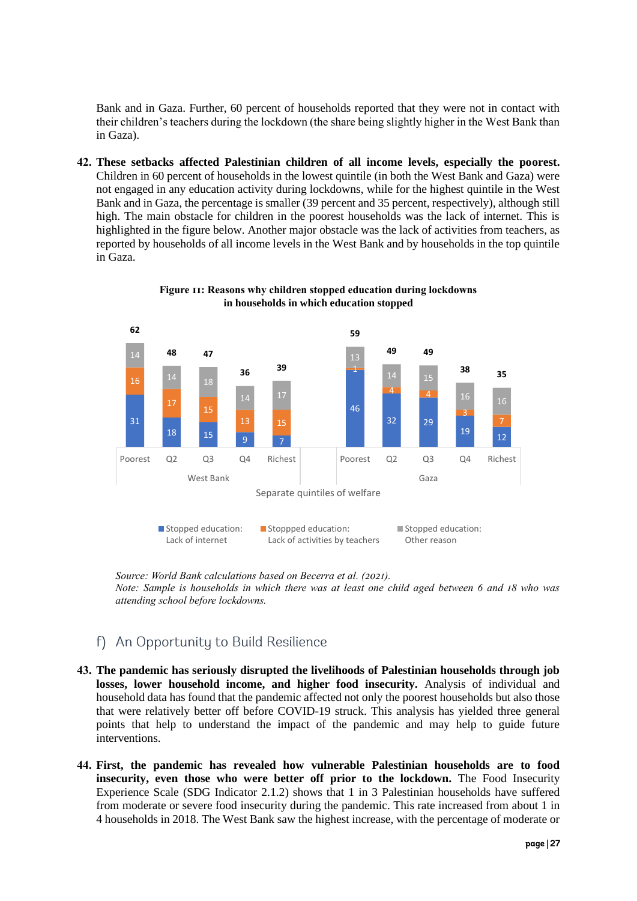Bank and in Gaza. Further, 60 percent of households reported that they were not in contact with their children's teachers during the lockdown (the share being slightly higher in the West Bank than in Gaza).

42. **These setbacks affected Palestinian children of all income levels, especially the poorest.** Children in 60 percent of households in the lowest quintile (in both the West Bank and Gaza) were not engaged in any education activity during lockdowns, while for the highest quintile in the West Bank and in Gaza, the percentage is smaller (39 percent and 35 percent, respectively), although still high. The main obstacle for children in the poorest households was the lack of internet. This is highlighted in the figure below. Another major obstacle was the lack of activities from teachers, as reported by households of all income levels in the West Bank and by households in the top quintile in Gaza.

**Figure 11: Reasons why children stopped education during lockdowns in households in which education stopped**

| Region | Quintile | Stopped education: Lack of internet | Stoppped education: Lack of activities by teachers | Stopped education: Other reason | Total |
|---|---|---|---|---|---|
| West Bank | Poorest | 31 | 16 | 14 | 62 |
| West Bank | Q2 | 18 | 17 | 14 | 48 |
| West Bank | Q3 | 15 | 15 | 18 | 47 |
| West Bank | Q4 | 9 | 13 | 14 | 36 |
| West Bank | Richest | 7 | 15 | 17 | 39 |
| Gaza | Poorest | 46 | 1 | 13 | 59 |
| Gaza | Q2 | 32 | 4 | 14 | 49 |
| Gaza | Q3 | 29 | 4 | 15 | 49 |
| Gaza | Q4 | 19 | 3 | 16 | 38 |
| Gaza | Richest | 12 | 7 | 16 | 35 |

Separate quintiles of welfare

*Source: World Bank calculations based on Becerra et al. (2021).*
*Note: Sample is households in which there was at least one child aged between 6 and 18 who was attending school before lockdowns.*

## f) An Opportunity to Build Resilience

43. **The pandemic has seriously disrupted the livelihoods of Palestinian households through job losses, lower household income, and higher food insecurity.** Analysis of individual and household data has found that the pandemic affected not only the poorest households but also those that were relatively better off before COVID-19 struck. This analysis has yielded three general points that help to understand the impact of the pandemic and may help to guide future interventions.

44. **First, the pandemic has revealed how vulnerable Palestinian households are to food insecurity, even those who were better off prior to the lockdown.** The Food Insecurity Experience Scale (SDG Indicator 2.1.2) shows that 1 in 3 Palestinian households have suffered from moderate or severe food insecurity during the pandemic. This rate increased from about 1 in 4 households in 2018. The West Bank saw the highest increase, with the percentage of moderate or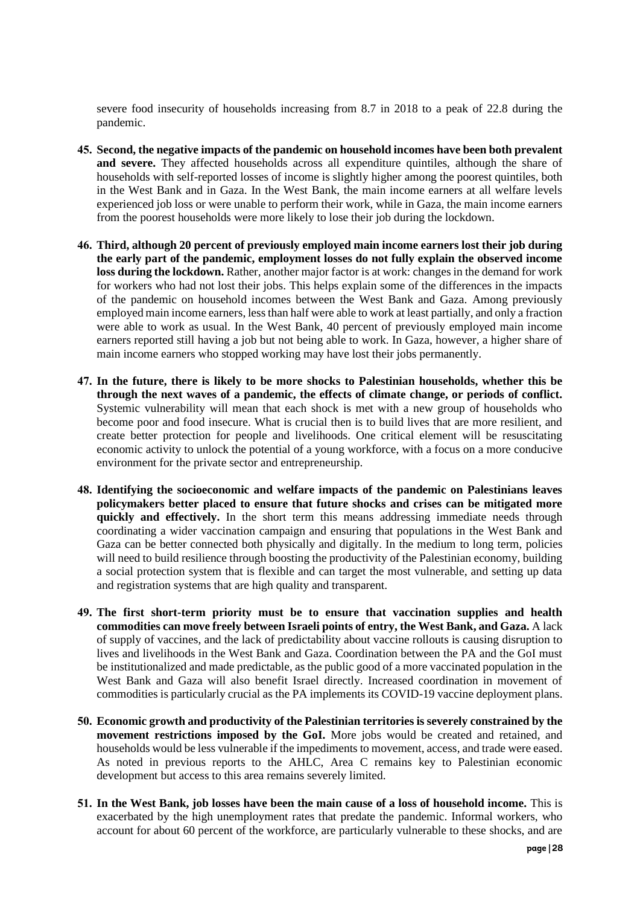severe food insecurity of households increasing from 8.7 in 2018 to a peak of 22.8 during the pandemic.

45. **Second, the negative impacts of the pandemic on household incomes have been both prevalent and severe.** They affected households across all expenditure quintiles, although the share of households with self-reported losses of income is slightly higher among the poorest quintiles, both in the West Bank and in Gaza. In the West Bank, the main income earners at all welfare levels experienced job loss or were unable to perform their work, while in Gaza, the main income earners from the poorest households were more likely to lose their job during the lockdown.

46. **Third, although 20 percent of previously employed main income earners lost their job during the early part of the pandemic, employment losses do not fully explain the observed income loss during the lockdown.** Rather, another major factor is at work: changes in the demand for work for workers who had not lost their jobs. This helps explain some of the differences in the impacts of the pandemic on household incomes between the West Bank and Gaza. Among previously employed main income earners, less than half were able to work at least partially, and only a fraction were able to work as usual. In the West Bank, 40 percent of previously employed main income earners reported still having a job but not being able to work. In Gaza, however, a higher share of main income earners who stopped working may have lost their jobs permanently.

47. **In the future, there is likely to be more shocks to Palestinian households, whether this be through the next waves of a pandemic, the effects of climate change, or periods of conflict.** Systemic vulnerability will mean that each shock is met with a new group of households who become poor and food insecure. What is crucial then is to build lives that are more resilient, and create better protection for people and livelihoods. One critical element will be resuscitating economic activity to unlock the potential of a young workforce, with a focus on a more conducive environment for the private sector and entrepreneurship.

48. **Identifying the socioeconomic and welfare impacts of the pandemic on Palestinians leaves policymakers better placed to ensure that future shocks and crises can be mitigated more quickly and effectively.** In the short term this means addressing immediate needs through coordinating a wider vaccination campaign and ensuring that populations in the West Bank and Gaza can be better connected both physically and digitally. In the medium to long term, policies will need to build resilience through boosting the productivity of the Palestinian economy, building a social protection system that is flexible and can target the most vulnerable, and setting up data and registration systems that are high quality and transparent.

49. **The first short-term priority must be to ensure that vaccination supplies and health commodities can move freely between Israeli points of entry, the West Bank, and Gaza.** A lack of supply of vaccines, and the lack of predictability about vaccine rollouts is causing disruption to lives and livelihoods in the West Bank and Gaza. Coordination between the PA and the GoI must be institutionalized and made predictable, as the public good of a more vaccinated population in the West Bank and Gaza will also benefit Israel directly. Increased coordination in movement of commodities is particularly crucial as the PA implements its COVID-19 vaccine deployment plans.

50. **Economic growth and productivity of the Palestinian territories is severely constrained by the movement restrictions imposed by the GoI.** More jobs would be created and retained, and households would be less vulnerable if the impediments to movement, access, and trade were eased. As noted in previous reports to the AHLC, Area C remains key to Palestinian economic development but access to this area remains severely limited.

51. **In the West Bank, job losses have been the main cause of a loss of household income.** This is exacerbated by the high unemployment rates that predate the pandemic. Informal workers, who account for about 60 percent of the workforce, are particularly vulnerable to these shocks, and are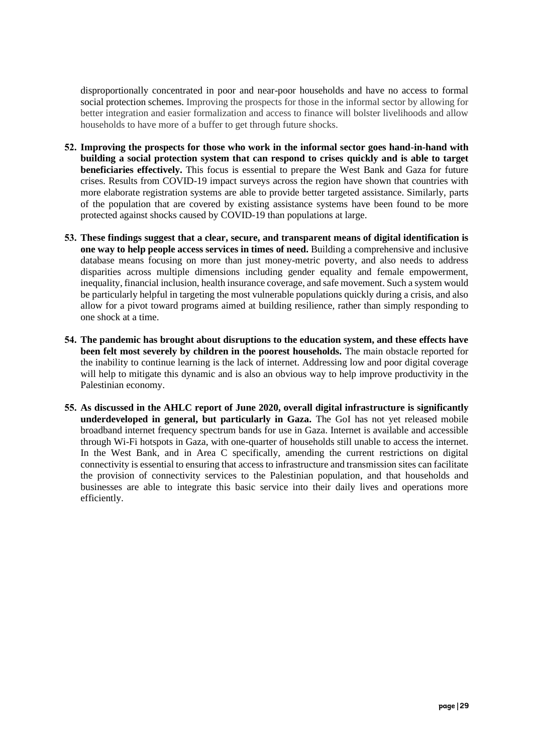disproportionally concentrated in poor and near-poor households and have no access to formal social protection schemes. Improving the prospects for those in the informal sector by allowing for better integration and easier formalization and access to finance will bolster livelihoods and allow households to have more of a buffer to get through future shocks.

52. **Improving the prospects for those who work in the informal sector goes hand-in-hand with building a social protection system that can respond to crises quickly and is able to target beneficiaries effectively.** This focus is essential to prepare the West Bank and Gaza for future crises. Results from COVID-19 impact surveys across the region have shown that countries with more elaborate registration systems are able to provide better targeted assistance. Similarly, parts of the population that are covered by existing assistance systems have been found to be more protected against shocks caused by COVID-19 than populations at large.

53. **These findings suggest that a clear, secure, and transparent means of digital identification is one way to help people access services in times of need.** Building a comprehensive and inclusive database means focusing on more than just money-metric poverty, and also needs to address disparities across multiple dimensions including gender equality and female empowerment, inequality, financial inclusion, health insurance coverage, and safe movement. Such a system would be particularly helpful in targeting the most vulnerable populations quickly during a crisis, and also allow for a pivot toward programs aimed at building resilience, rather than simply responding to one shock at a time.

54. **The pandemic has brought about disruptions to the education system, and these effects have been felt most severely by children in the poorest households.** The main obstacle reported for the inability to continue learning is the lack of internet. Addressing low and poor digital coverage will help to mitigate this dynamic and is also an obvious way to help improve productivity in the Palestinian economy.

55. **As discussed in the AHLC report of June 2020, overall digital infrastructure is significantly underdeveloped in general, but particularly in Gaza.** The GoI has not yet released mobile broadband internet frequency spectrum bands for use in Gaza. Internet is available and accessible through Wi-Fi hotspots in Gaza, with one-quarter of households still unable to access the internet. In the West Bank, and in Area C specifically, amending the current restrictions on digital connectivity is essential to ensuring that access to infrastructure and transmission sites can facilitate the provision of connectivity services to the Palestinian population, and that households and businesses are able to integrate this basic service into their daily lives and operations more efficiently.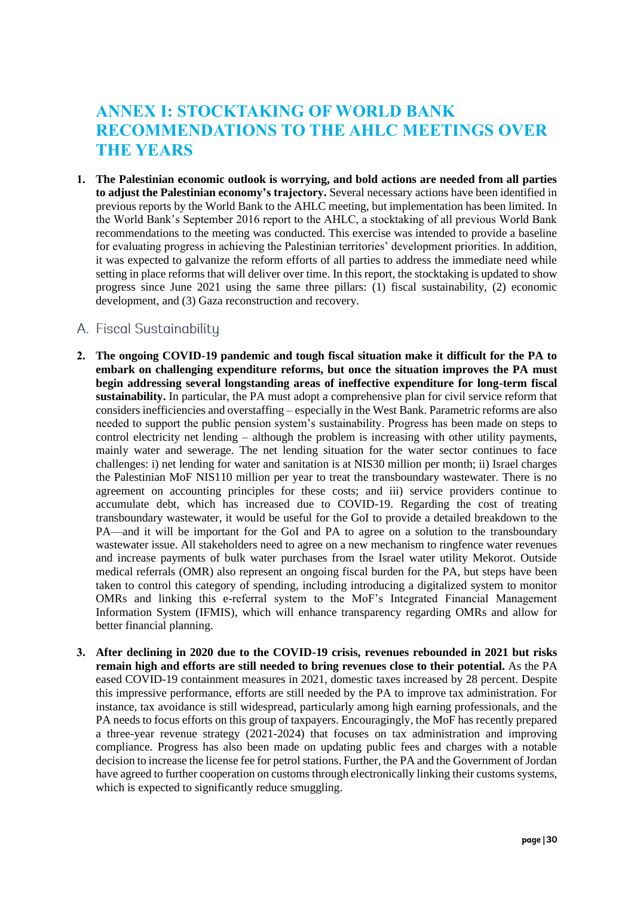# ANNEX I: STOCKTAKING OF WORLD BANK RECOMMENDATIONS TO THE AHLC MEETINGS OVER THE YEARS

1. **The Palestinian economic outlook is worrying, and bold actions are needed from all parties to adjust the Palestinian economy's trajectory.** Several necessary actions have been identified in previous reports by the World Bank to the AHLC meeting, but implementation has been limited. In the World Bank's September 2016 report to the AHLC, a stocktaking of all previous World Bank recommendations to the meeting was conducted. This exercise was intended to provide a baseline for evaluating progress in achieving the Palestinian territories' development priorities. In addition, it was expected to galvanize the reform efforts of all parties to address the immediate need while setting in place reforms that will deliver over time. In this report, the stocktaking is updated to show progress since June 2021 using the same three pillars: (1) fiscal sustainability, (2) economic development, and (3) Gaza reconstruction and recovery.

## A. Fiscal Sustainability

2. **The ongoing COVID-19 pandemic and tough fiscal situation make it difficult for the PA to embark on challenging expenditure reforms, but once the situation improves the PA must begin addressing several longstanding areas of ineffective expenditure for long-term fiscal sustainability.** In particular, the PA must adopt a comprehensive plan for civil service reform that considers inefficiencies and overstaffing – especially in the West Bank. Parametric reforms are also needed to support the public pension system's sustainability. Progress has been made on steps to control electricity net lending – although the problem is increasing with other utility payments, mainly water and sewerage. The net lending situation for the water sector continues to face challenges: i) net lending for water and sanitation is at NIS30 million per month; ii) Israel charges the Palestinian MoF NIS110 million per year to treat the transboundary wastewater. There is no agreement on accounting principles for these costs; and iii) service providers continue to accumulate debt, which has increased due to COVID-19. Regarding the cost of treating transboundary wastewater, it would be useful for the GoI to provide a detailed breakdown to the PA—and it will be important for the GoI and PA to agree on a solution to the transboundary wastewater issue. All stakeholders need to agree on a new mechanism to ringfence water revenues and increase payments of bulk water purchases from the Israel water utility Mekorot. Outside medical referrals (OMR) also represent an ongoing fiscal burden for the PA, but steps have been taken to control this category of spending, including introducing a digitalized system to monitor OMRs and linking this e-referral system to the MoF's Integrated Financial Management Information System (IFMIS), which will enhance transparency regarding OMRs and allow for better financial planning.

3. **After declining in 2020 due to the COVID-19 crisis, revenues rebounded in 2021 but risks remain high and efforts are still needed to bring revenues close to their potential.** As the PA eased COVID-19 containment measures in 2021, domestic taxes increased by 28 percent. Despite this impressive performance, efforts are still needed by the PA to improve tax administration. For instance, tax avoidance is still widespread, particularly among high earning professionals, and the PA needs to focus efforts on this group of taxpayers. Encouragingly, the MoF has recently prepared a three-year revenue strategy (2021-2024) that focuses on tax administration and improving compliance. Progress has also been made on updating public fees and charges with a notable decision to increase the license fee for petrol stations. Further, the PA and the Government of Jordan have agreed to further cooperation on customs through electronically linking their customs systems, which is expected to significantly reduce smuggling.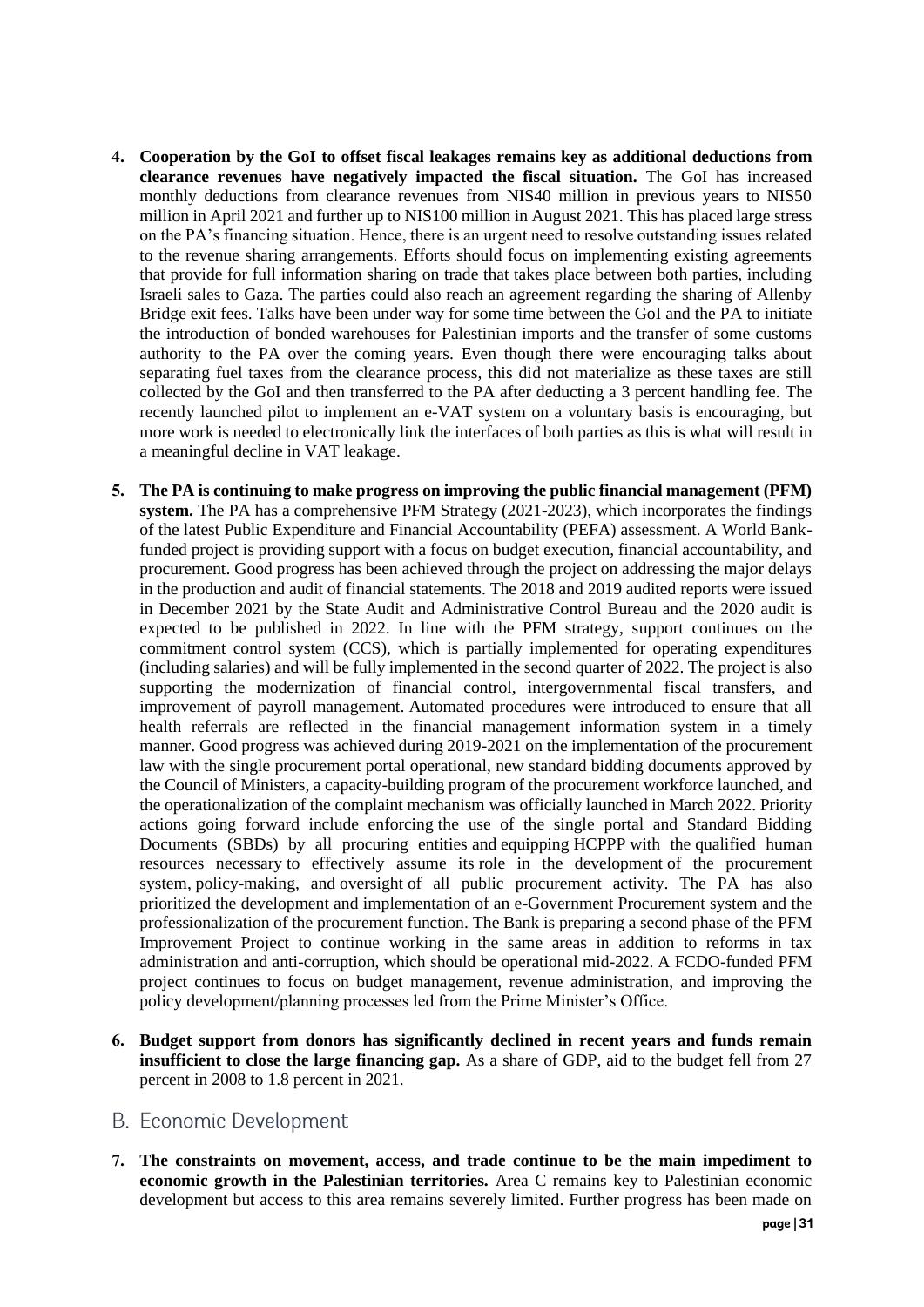4. **Cooperation by the GoI to offset fiscal leakages remains key as additional deductions from clearance revenues have negatively impacted the fiscal situation.** The GoI has increased monthly deductions from clearance revenues from NIS40 million in previous years to NIS50 million in April 2021 and further up to NIS100 million in August 2021. This has placed large stress on the PA's financing situation. Hence, there is an urgent need to resolve outstanding issues related to the revenue sharing arrangements. Efforts should focus on implementing existing agreements that provide for full information sharing on trade that takes place between both parties, including Israeli sales to Gaza. The parties could also reach an agreement regarding the sharing of Allenby Bridge exit fees. Talks have been under way for some time between the GoI and the PA to initiate the introduction of bonded warehouses for Palestinian imports and the transfer of some customs authority to the PA over the coming years. Even though there were encouraging talks about separating fuel taxes from the clearance process, this did not materialize as these taxes are still collected by the GoI and then transferred to the PA after deducting a 3 percent handling fee. The recently launched pilot to implement an e-VAT system on a voluntary basis is encouraging, but more work is needed to electronically link the interfaces of both parties as this is what will result in a meaningful decline in VAT leakage.

5. **The PA is continuing to make progress on improving the public financial management (PFM) system.** The PA has a comprehensive PFM Strategy (2021-2023), which incorporates the findings of the latest Public Expenditure and Financial Accountability (PEFA) assessment. A World Bank-funded project is providing support with a focus on budget execution, financial accountability, and procurement. Good progress has been achieved through the project on addressing the major delays in the production and audit of financial statements. The 2018 and 2019 audited reports were issued in December 2021 by the State Audit and Administrative Control Bureau and the 2020 audit is expected to be published in 2022. In line with the PFM strategy, support continues on the commitment control system (CCS), which is partially implemented for operating expenditures (including salaries) and will be fully implemented in the second quarter of 2022. The project is also supporting the modernization of financial control, intergovernmental fiscal transfers, and improvement of payroll management. Automated procedures were introduced to ensure that all health referrals are reflected in the financial management information system in a timely manner. Good progress was achieved during 2019-2021 on the implementation of the procurement law with the single procurement portal operational, new standard bidding documents approved by the Council of Ministers, a capacity-building program of the procurement workforce launched, and the operationalization of the complaint mechanism was officially launched in March 2022. Priority actions going forward include enforcing the use of the single portal and Standard Bidding Documents (SBDs) by all procuring entities and equipping HCPPP with the qualified human resources necessary to effectively assume its role in the development of the procurement system, policy-making, and oversight of all public procurement activity. The PA has also prioritized the development and implementation of an e-Government Procurement system and the professionalization of the procurement function. The Bank is preparing a second phase of the PFM Improvement Project to continue working in the same areas in addition to reforms in tax administration and anti-corruption, which should be operational mid-2022. A FCDO-funded PFM project continues to focus on budget management, revenue administration, and improving the policy development/planning processes led from the Prime Minister's Office.

6. **Budget support from donors has significantly declined in recent years and funds remain insufficient to close the large financing gap.** As a share of GDP, aid to the budget fell from 27 percent in 2008 to 1.8 percent in 2021.

## B. Economic Development

7. **The constraints on movement, access, and trade continue to be the main impediment to economic growth in the Palestinian territories.** Area C remains key to Palestinian economic development but access to this area remains severely limited. Further progress has been made on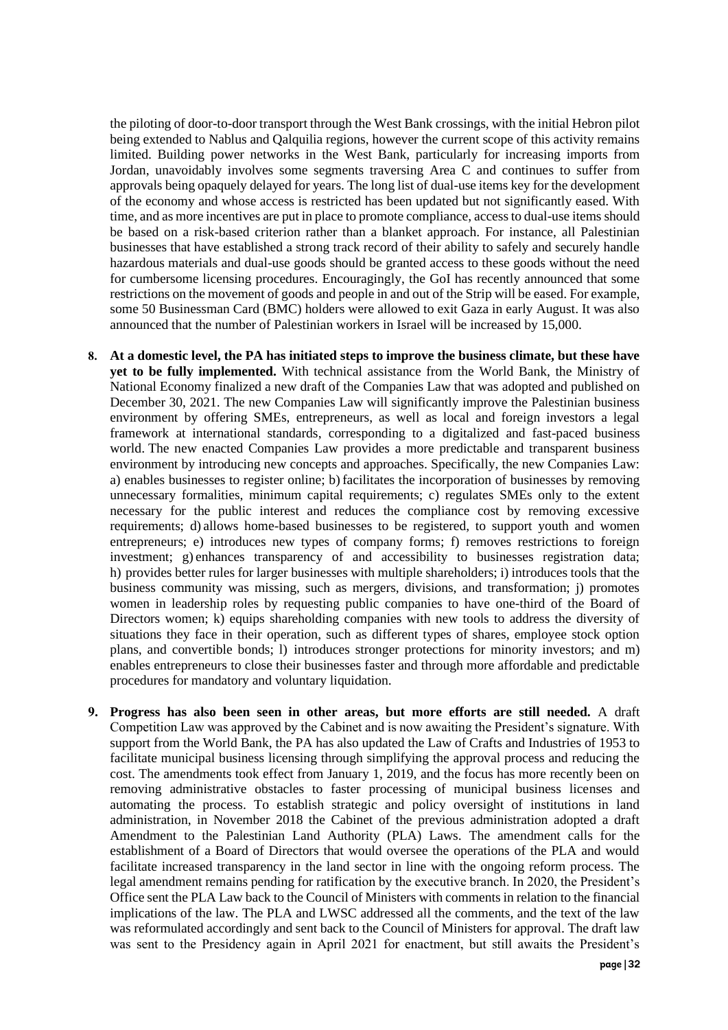the piloting of door-to-door transport through the West Bank crossings, with the initial Hebron pilot being extended to Nablus and Qalquilia regions, however the current scope of this activity remains limited. Building power networks in the West Bank, particularly for increasing imports from Jordan, unavoidably involves some segments traversing Area C and continues to suffer from approvals being opaquely delayed for years. The long list of dual-use items key for the development of the economy and whose access is restricted has been updated but not significantly eased. With time, and as more incentives are put in place to promote compliance, access to dual-use items should be based on a risk-based criterion rather than a blanket approach. For instance, all Palestinian businesses that have established a strong track record of their ability to safely and securely handle hazardous materials and dual-use goods should be granted access to these goods without the need for cumbersome licensing procedures. Encouragingly, the GoI has recently announced that some restrictions on the movement of goods and people in and out of the Strip will be eased. For example, some 50 Businessman Card (BMC) holders were allowed to exit Gaza in early August. It was also announced that the number of Palestinian workers in Israel will be increased by 15,000.

8. **At a domestic level, the PA has initiated steps to improve the business climate, but these have yet to be fully implemented.** With technical assistance from the World Bank, the Ministry of National Economy finalized a new draft of the Companies Law that was adopted and published on December 30, 2021. The new Companies Law will significantly improve the Palestinian business environment by offering SMEs, entrepreneurs, as well as local and foreign investors a legal framework at international standards, corresponding to a digitalized and fast-paced business world. The new enacted Companies Law provides a more predictable and transparent business environment by introducing new concepts and approaches. Specifically, the new Companies Law: a) enables businesses to register online; b) facilitates the incorporation of businesses by removing unnecessary formalities, minimum capital requirements; c) regulates SMEs only to the extent necessary for the public interest and reduces the compliance cost by removing excessive requirements; d) allows home-based businesses to be registered, to support youth and women entrepreneurs; e) introduces new types of company forms; f) removes restrictions to foreign investment; g) enhances transparency of and accessibility to businesses registration data; h) provides better rules for larger businesses with multiple shareholders; i) introduces tools that the business community was missing, such as mergers, divisions, and transformation; j) promotes women in leadership roles by requesting public companies to have one-third of the Board of Directors women; k) equips shareholding companies with new tools to address the diversity of situations they face in their operation, such as different types of shares, employee stock option plans, and convertible bonds; l) introduces stronger protections for minority investors; and m) enables entrepreneurs to close their businesses faster and through more affordable and predictable procedures for mandatory and voluntary liquidation.

9. **Progress has also been seen in other areas, but more efforts are still needed.** A draft Competition Law was approved by the Cabinet and is now awaiting the President's signature. With support from the World Bank, the PA has also updated the Law of Crafts and Industries of 1953 to facilitate municipal business licensing through simplifying the approval process and reducing the cost. The amendments took effect from January 1, 2019, and the focus has more recently been on removing administrative obstacles to faster processing of municipal business licenses and automating the process. To establish strategic and policy oversight of institutions in land administration, in November 2018 the Cabinet of the previous administration adopted a draft Amendment to the Palestinian Land Authority (PLA) Laws. The amendment calls for the establishment of a Board of Directors that would oversee the operations of the PLA and would facilitate increased transparency in the land sector in line with the ongoing reform process. The legal amendment remains pending for ratification by the executive branch. In 2020, the President's Office sent the PLA Law back to the Council of Ministers with comments in relation to the financial implications of the law. The PLA and LWSC addressed all the comments, and the text of the law was reformulated accordingly and sent back to the Council of Ministers for approval. The draft law was sent to the Presidency again in April 2021 for enactment, but still awaits the President's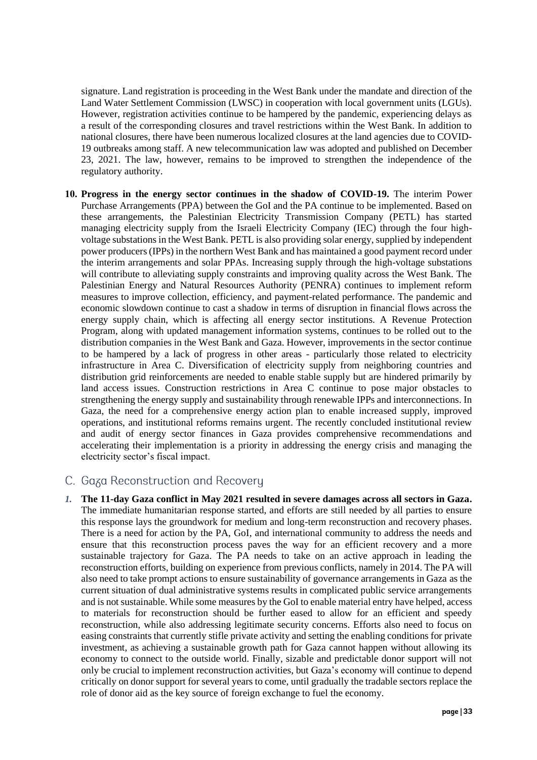signature. Land registration is proceeding in the West Bank under the mandate and direction of the Land Water Settlement Commission (LWSC) in cooperation with local government units (LGUs). However, registration activities continue to be hampered by the pandemic, experiencing delays as a result of the corresponding closures and travel restrictions within the West Bank. In addition to national closures, there have been numerous localized closures at the land agencies due to COVID-19 outbreaks among staff. A new telecommunication law was adopted and published on December 23, 2021. The law, however, remains to be improved to strengthen the independence of the regulatory authority.

10. **Progress in the energy sector continues in the shadow of COVID-19.** The interim Power Purchase Arrangements (PPA) between the GoI and the PA continue to be implemented. Based on these arrangements, the Palestinian Electricity Transmission Company (PETL) has started managing electricity supply from the Israeli Electricity Company (IEC) through the four high-voltage substations in the West Bank. PETL is also providing solar energy, supplied by independent power producers (IPPs) in the northern West Bank and has maintained a good payment record under the interim arrangements and solar PPAs. Increasing supply through the high-voltage substations will contribute to alleviating supply constraints and improving quality across the West Bank. The Palestinian Energy and Natural Resources Authority (PENRA) continues to implement reform measures to improve collection, efficiency, and payment-related performance. The pandemic and economic slowdown continue to cast a shadow in terms of disruption in financial flows across the energy supply chain, which is affecting all energy sector institutions. A Revenue Protection Program, along with updated management information systems, continues to be rolled out to the distribution companies in the West Bank and Gaza. However, improvements in the sector continue to be hampered by a lack of progress in other areas - particularly those related to electricity infrastructure in Area C. Diversification of electricity supply from neighboring countries and distribution grid reinforcements are needed to enable stable supply but are hindered primarily by land access issues. Construction restrictions in Area C continue to pose major obstacles to strengthening the energy supply and sustainability through renewable IPPs and interconnections. In Gaza, the need for a comprehensive energy action plan to enable increased supply, improved operations, and institutional reforms remains urgent. The recently concluded institutional review and audit of energy sector finances in Gaza provides comprehensive recommendations and accelerating their implementation is a priority in addressing the energy crisis and managing the electricity sector's fiscal impact.

## C. Gaza Reconstruction and Recovery

1. **The 11-day Gaza conflict in May 2021 resulted in severe damages across all sectors in Gaza.** The immediate humanitarian response started, and efforts are still needed by all parties to ensure this response lays the groundwork for medium and long-term reconstruction and recovery phases. There is a need for action by the PA, GoI, and international community to address the needs and ensure that this reconstruction process paves the way for an efficient recovery and a more sustainable trajectory for Gaza. The PA needs to take on an active approach in leading the reconstruction efforts, building on experience from previous conflicts, namely in 2014. The PA will also need to take prompt actions to ensure sustainability of governance arrangements in Gaza as the current situation of dual administrative systems results in complicated public service arrangements and is not sustainable. While some measures by the GoI to enable material entry have helped, access to materials for reconstruction should be further eased to allow for an efficient and speedy reconstruction, while also addressing legitimate security concerns. Efforts also need to focus on easing constraints that currently stifle private activity and setting the enabling conditions for private investment, as achieving a sustainable growth path for Gaza cannot happen without allowing its economy to connect to the outside world. Finally, sizable and predictable donor support will not only be crucial to implement reconstruction activities, but Gaza's economy will continue to depend critically on donor support for several years to come, until gradually the tradable sectors replace the role of donor aid as the key source of foreign exchange to fuel the economy.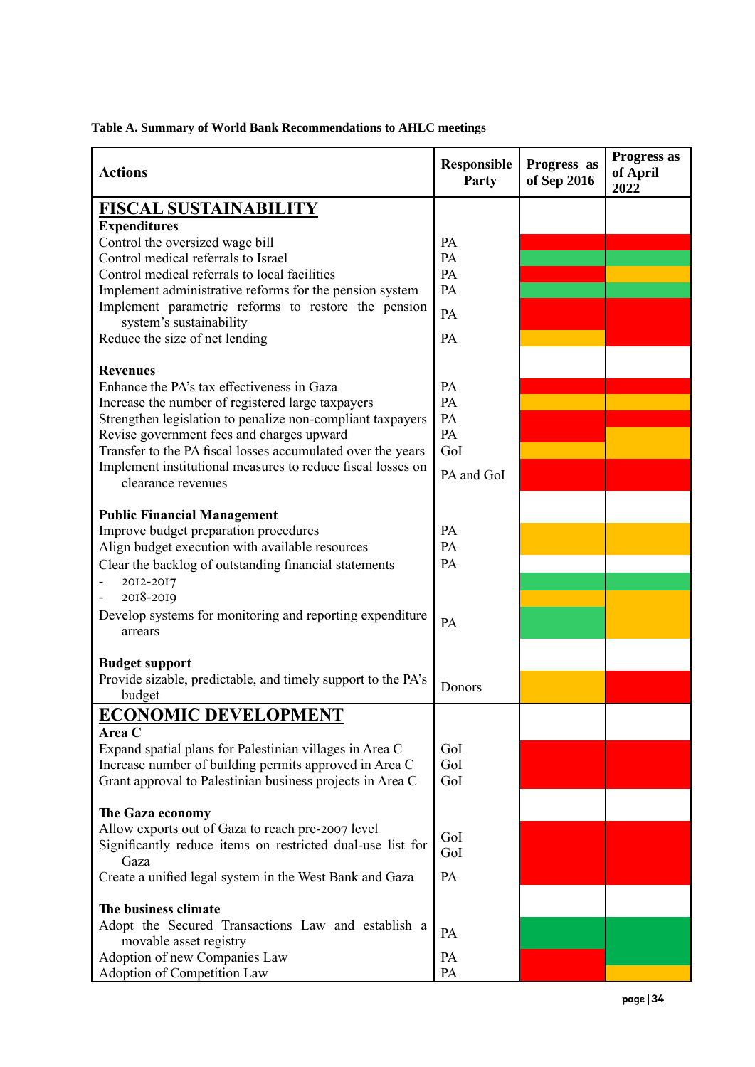**Table A. Summary of World Bank Recommendations to AHLC meetings**

| Actions | Responsible Party | Progress as of Sep 2016 | Progress as of April 2022 |
|---|---|---|---|
| **FISCAL SUSTAINABILITY** | | | |
| **Expenditures** | | | |
| Control the oversized wage bill | PA | Red | Red |
| Control medical referrals to Israel | PA | Green | Green |
| Control medical referrals to local facilities | PA | Red | Yellow |
| Implement administrative reforms for the pension system | PA | Green | Green |
| Implement parametric reforms to restore the pension system's sustainability | PA | Red | Red |
| Reduce the size of net lending | PA | Yellow | Red |
| **Revenues** | | | |
| Enhance the PA's tax effectiveness in Gaza | PA | Red | Red |
| Increase the number of registered large taxpayers | PA | Yellow | Yellow |
| Strengthen legislation to penalize non-compliant taxpayers | PA | Yellow | Red |
| Revise government fees and charges upward | PA | Red | Yellow |
| Transfer to the PA fiscal losses accumulated over the years | GoI | Yellow | Yellow |
| Implement institutional measures to reduce fiscal losses on clearance revenues | PA and GoI | Red | Red |
| **Public Financial Management** | | | |
| Improve budget preparation procedures | PA | Yellow | Yellow |
| Align budget execution with available resources | PA | Yellow | Yellow |
| Clear the backlog of outstanding financial statements | PA | | |
| - 2012-2017 | | Green | Green |
| - 2018-2019 | | Yellow | Yellow |
| Develop systems for monitoring and reporting expenditure arrears | PA | Green | Yellow |
| **Budget support** | | | |
| Provide sizable, predictable, and timely support to the PA's budget | Donors | Yellow | Red |
| **ECONOMIC DEVELOPMENT** | | | |
| **Area C** | | | |
| Expand spatial plans for Palestinian villages in Area C | GoI | Red | Red |
| Increase number of building permits approved in Area C | GoI | Red | Red |
| Grant approval to Palestinian business projects in Area C | GoI | Red | Red |
| **The Gaza economy** | | | |
| Allow exports out of Gaza to reach pre-2007 level | GoI | Red | Red |
| Significantly reduce items on restricted dual-use list for Gaza | GoI | Red | Red |
| Create a unified legal system in the West Bank and Gaza | PA | Red | Red |
| **The business climate** | | | |
| Adopt the Secured Transactions Law and establish a movable asset registry | PA | Green | Green |
| Adoption of new Companies Law | PA | Red | Green |
| Adoption of Competition Law | PA | Red | Yellow |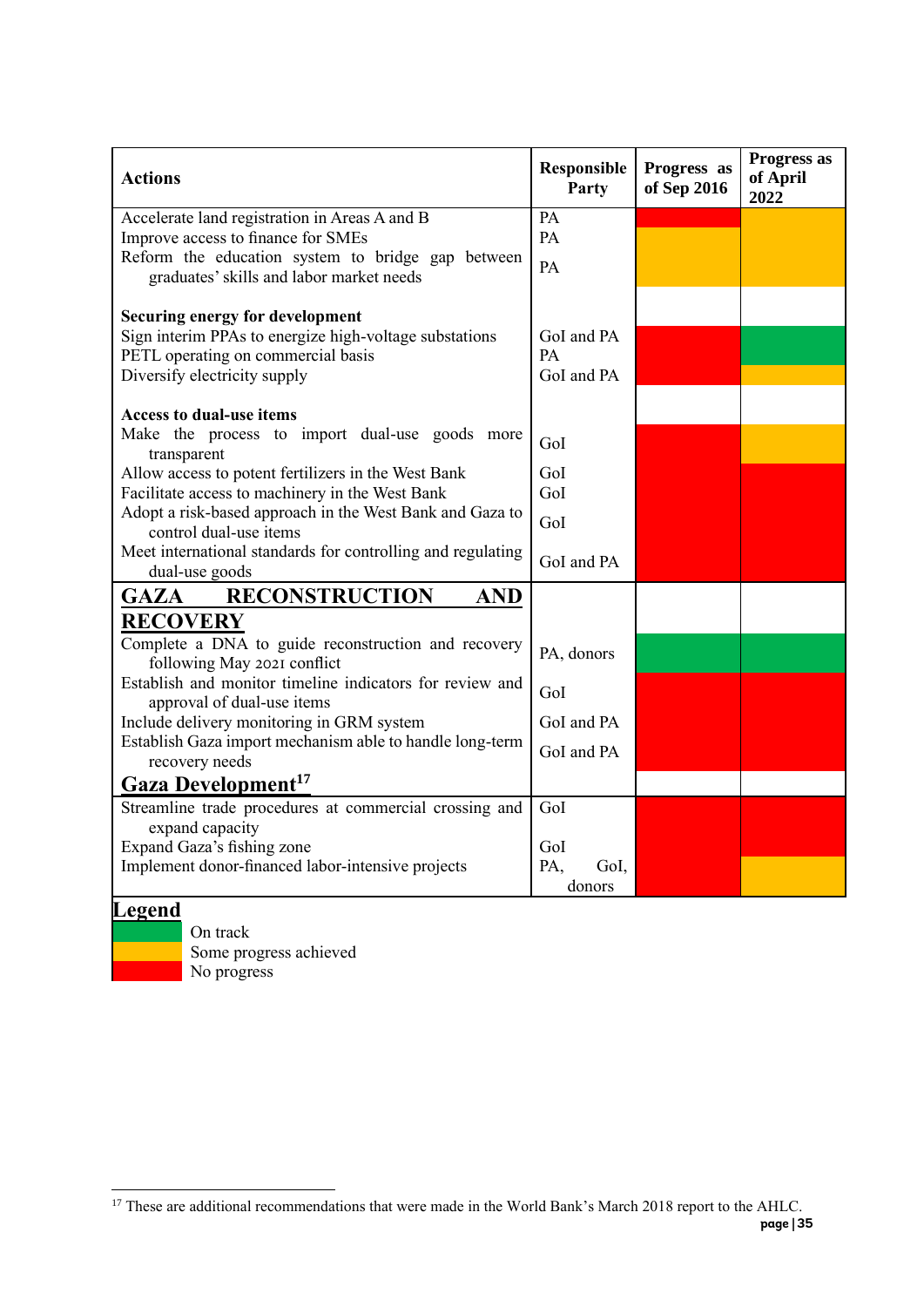| Actions | Responsible Party | Progress as of Sep 2016 | Progress as of April 2022 |
|---|---|---|---|
| Accelerate land registration in Areas A and B | PA | No progress | Some progress achieved |
| Improve access to finance for SMEs | PA | Some progress achieved | Some progress achieved |
| Reform the education system to bridge gap between graduates' skills and labor market needs | PA | Some progress achieved | Some progress achieved |
| **Securing energy for development** | | | |
| Sign interim PPAs to energize high-voltage substations | GoI and PA | No progress | On track |
| PETL operating on commercial basis | PA | No progress | On track |
| Diversify electricity supply | GoI and PA | No progress | Some progress achieved |
| **Access to dual-use items** | | | |
| Make the process to import dual-use goods more transparent | GoI | No progress | Some progress achieved |
| Allow access to potent fertilizers in the West Bank | GoI | No progress | No progress |
| Facilitate access to machinery in the West Bank | GoI | No progress | No progress |
| Adopt a risk-based approach in the West Bank and Gaza to control dual-use items | GoI | No progress | No progress |
| Meet international standards for controlling and regulating dual-use goods | GoI and PA | No progress | No progress |
| **GAZA RECONSTRUCTION AND RECOVERY** | | | |
| Complete a DNA to guide reconstruction and recovery following May 2021 conflict | PA, donors | On track | On track |
| Establish and monitor timeline indicators for review and approval of dual-use items | GoI | No progress | No progress |
| Include delivery monitoring in GRM system | GoI and PA | No progress | No progress |
| Establish Gaza import mechanism able to handle long-term recovery needs | GoI and PA | No progress | No progress |
| **Gaza Development[17]** | | | |
| Streamline trade procedures at commercial crossing and expand capacity | GoI | No progress | No progress |
| Expand Gaza's fishing zone | GoI | No progress | No progress |
| Implement donor-financed labor-intensive projects | PA, GoI, donors | No progress | Some progress achieved |

**Legend**

- (Green) On track
- (Yellow) Some progress achieved
- (Red) No progress

[17] These are additional recommendations that were made in the World Bank's March 2018 report to the AHLC.